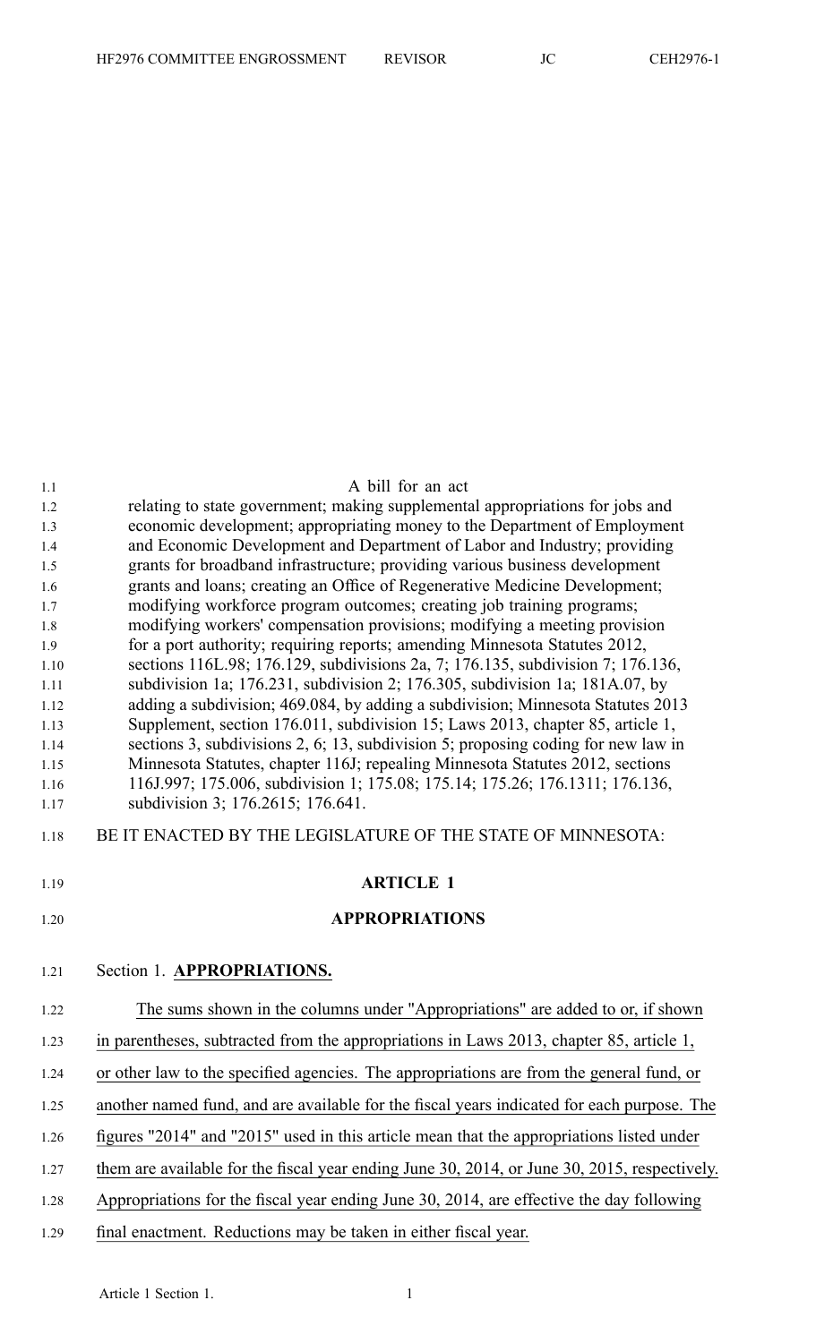A bill for an act

relating to state government; making supplemental appropriations for jobs and economic development; appropriating money to the Department of Employment and Economic Development and Department of Labor and Industry; providing grants for broadband infrastructure; providing various business development grants and loans; creating an Office of Regenerative Medicine Development; modifying workforce program outcomes; creating job training programs; modifying workers' compensation provisions; modifying a meeting provision for a port authority; requiring reports; amending Minnesota Statutes 2012, sections 116L.98; 176.129, subdivisions 2a, 7; 176.135, subdivision 7; 176.136, subdivision 1a; 176.231, subdivision 2; 176.305, subdivision 1a; 181A.07, by adding a subdivision; 469.084, by adding a subdivision; Minnesota Statutes 2013 Supplement, section 176.011, subdivision 15; Laws 2013, chapter 85, article 1, sections 3, subdivisions 2, 6; 13, subdivision 5; proposing coding for new law in Minnesota Statutes, chapter 116J; repealing Minnesota Statutes 2012, sections 116J.997; 175.006, subdivision 1; 175.08; 175.14; 175.26; 176.1311; 176.136, subdivision 3; 176.2615; 176.641.

BE IT ENACTED BY THE LEGISLATURE OF THE STATE OF MINNESOTA:

## ARTICLE 1

## APPROPRIATIONS

Section 1. **APPROPRIATIONS.**

The sums shown in the columns under "Appropriations" are added to or, if shown in parentheses, subtracted from the appropriations in Laws 2013, chapter 85, article 1, or other law to the specified agencies. The appropriations are from the general fund, or another named fund, and are available for the fiscal years indicated for each purpose. The figures "2014" and "2015" used in this article mean that the appropriations listed under them are available for the fiscal year ending June 30, 2014, or June 30, 2015, respectively. Appropriations for the fiscal year ending June 30, 2014, are effective the day following final enactment. Reductions may be taken in either fiscal year.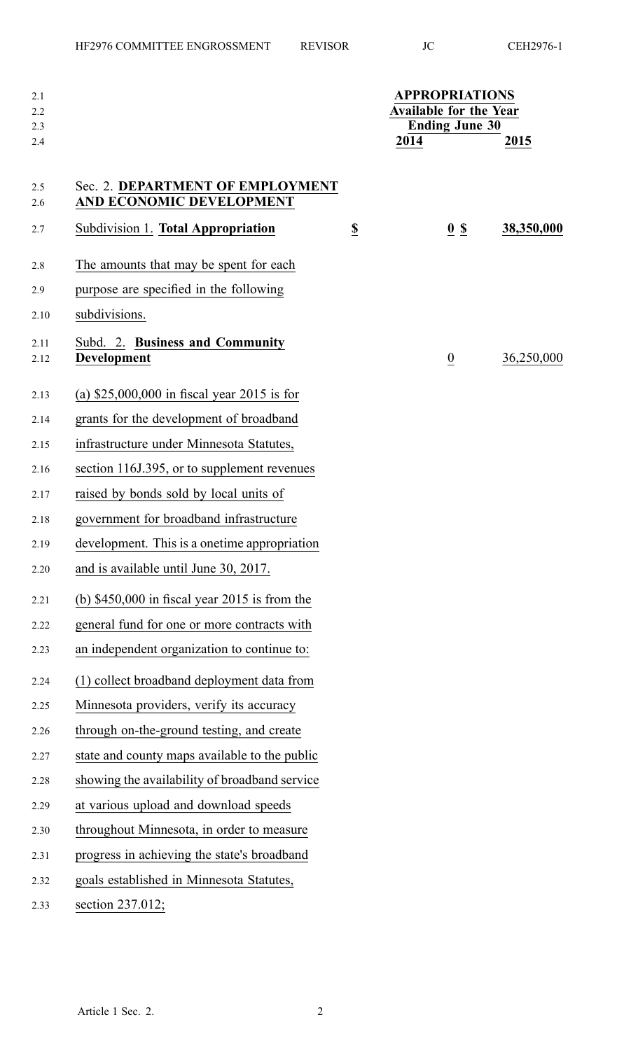| | APPROPRIATIONS Available for the Year Ending June 30 | |
|---|---|---|
| | 2014 | 2015 |

## Sec. 2. DEPARTMENT OF EMPLOYMENT AND ECONOMIC DEVELOPMENT

| | | | |
|---|---|---|---|
| Subdivision 1. **Total Appropriation** | $ | 0 $ | 38,350,000 |

The amounts that may be spent for each purpose are specified in the following subdivisions.

| | | |
|---|---|---|
| Subd. 2. **Business and Community Development** | 0 | 36,250,000 |

(a) $25,000,000 in fiscal year 2015 is for grants for the development of broadband infrastructure under Minnesota Statutes, section 116J.395, or to supplement revenues raised by bonds sold by local units of government for broadband infrastructure development. This is a onetime appropriation and is available until June 30, 2017.

(b) $450,000 in fiscal year 2015 is from the general fund for one or more contracts with an independent organization to continue to:

(1) collect broadband deployment data from Minnesota providers, verify its accuracy through on-the-ground testing, and create state and county maps available to the public showing the availability of broadband service at various upload and download speeds throughout Minnesota, in order to measure progress in achieving the state's broadband goals established in Minnesota Statutes, section 237.012;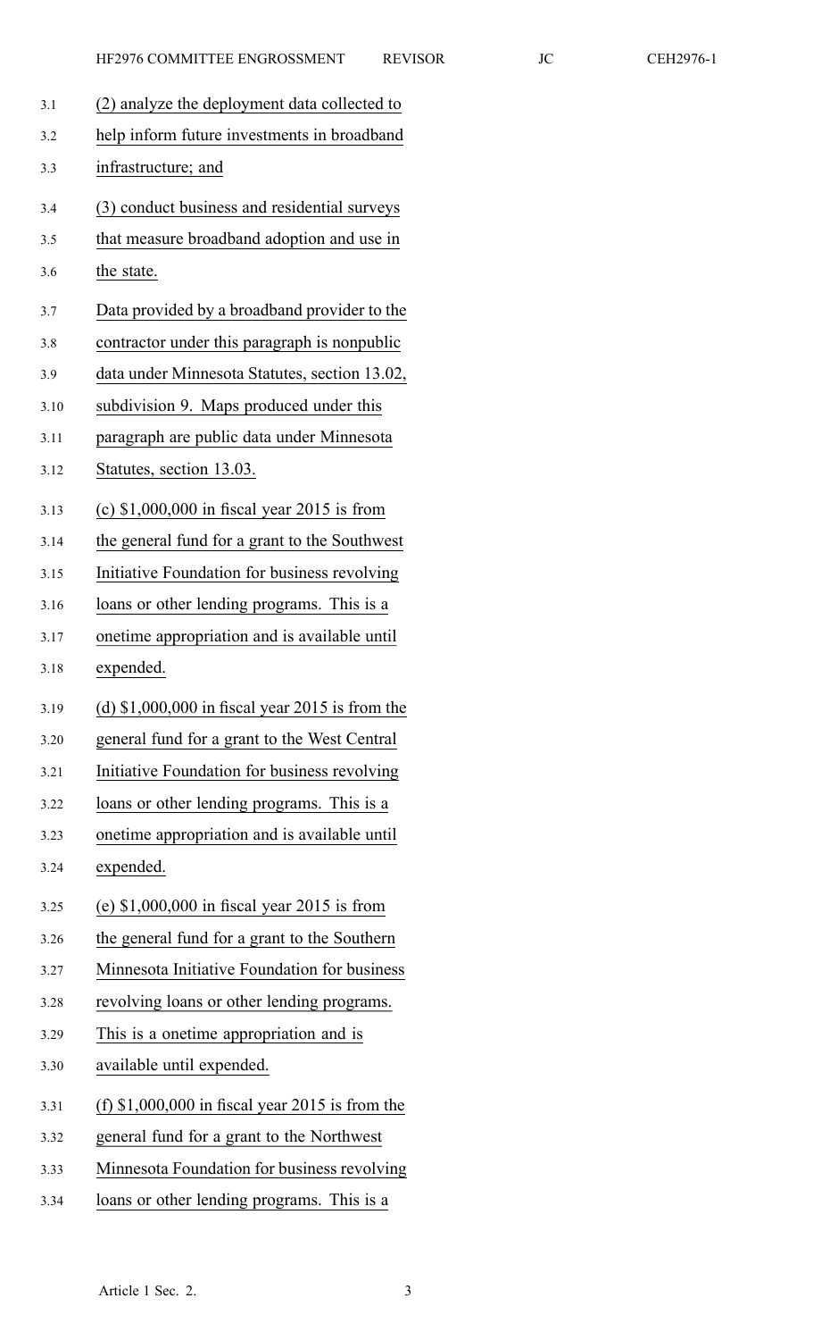(2) analyze the deployment data collected to help inform future investments in broadband infrastructure; and

(3) conduct business and residential surveys that measure broadband adoption and use in the state.

Data provided by a broadband provider to the contractor under this paragraph is nonpublic data under Minnesota Statutes, section 13.02, subdivision 9. Maps produced under this paragraph are public data under Minnesota Statutes, section 13.03.

(c) $1,000,000 in fiscal year 2015 is from the general fund for a grant to the Southwest Initiative Foundation for business revolving loans or other lending programs. This is a onetime appropriation and is available until expended.

(d) $1,000,000 in fiscal year 2015 is from the general fund for a grant to the West Central Initiative Foundation for business revolving loans or other lending programs. This is a onetime appropriation and is available until expended.

(e) $1,000,000 in fiscal year 2015 is from the general fund for a grant to the Southern Minnesota Initiative Foundation for business revolving loans or other lending programs. This is a onetime appropriation and is available until expended.

(f) $1,000,000 in fiscal year 2015 is from the general fund for a grant to the Northwest Minnesota Foundation for business revolving loans or other lending programs. This is a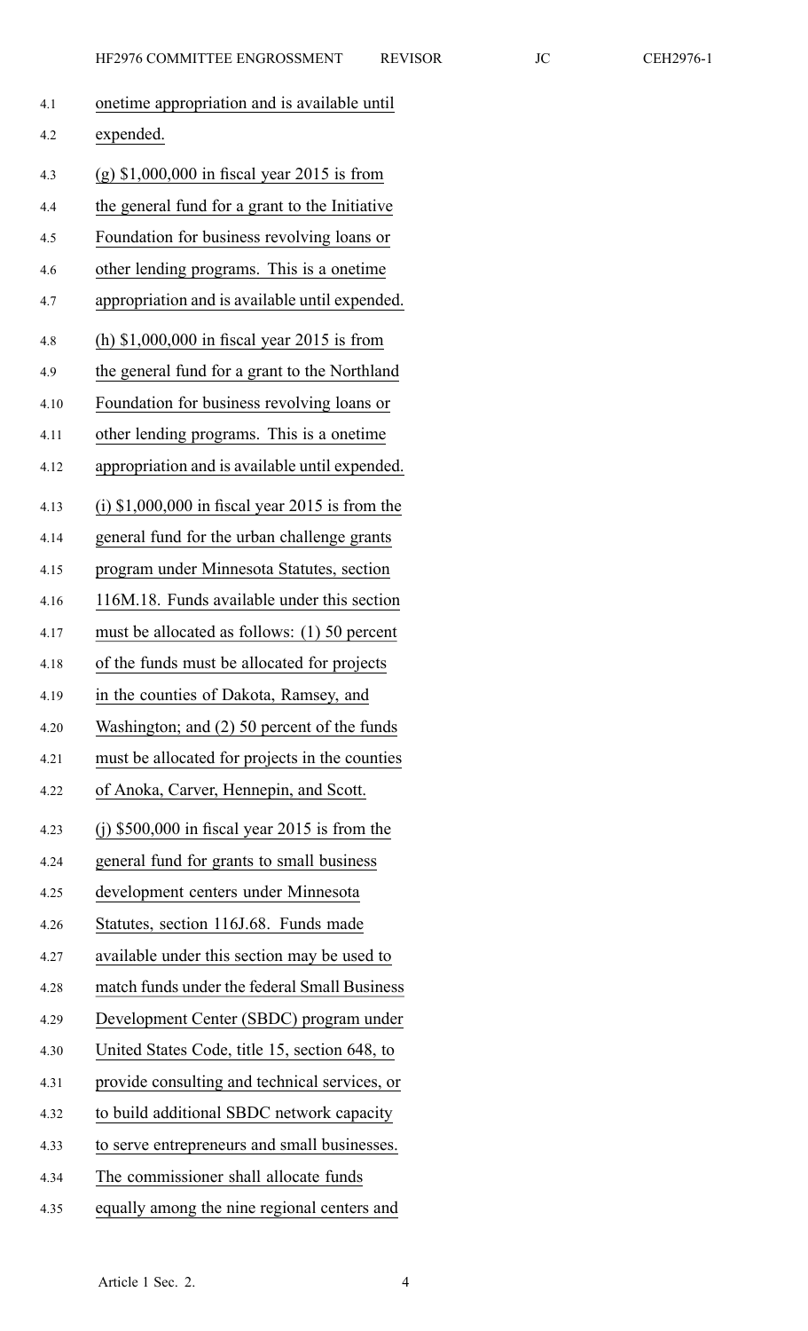onetime appropriation and is available until expended.

(g) $1,000,000 in fiscal year 2015 is from the general fund for a grant to the Initiative Foundation for business revolving loans or other lending programs. This is a onetime appropriation and is available until expended.

(h) $1,000,000 in fiscal year 2015 is from the general fund for a grant to the Northland Foundation for business revolving loans or other lending programs. This is a onetime appropriation and is available until expended.

(i) $1,000,000 in fiscal year 2015 is from the general fund for the urban challenge grants program under Minnesota Statutes, section 116M.18. Funds available under this section must be allocated as follows: (1) 50 percent of the funds must be allocated for projects in the counties of Dakota, Ramsey, and Washington; and (2) 50 percent of the funds must be allocated for projects in the counties of Anoka, Carver, Hennepin, and Scott.

(j) $500,000 in fiscal year 2015 is from the general fund for grants to small business development centers under Minnesota Statutes, section 116J.68. Funds made available under this section may be used to match funds under the federal Small Business Development Center (SBDC) program under United States Code, title 15, section 648, to provide consulting and technical services, or to build additional SBDC network capacity to serve entrepreneurs and small businesses. The commissioner shall allocate funds equally among the nine regional centers and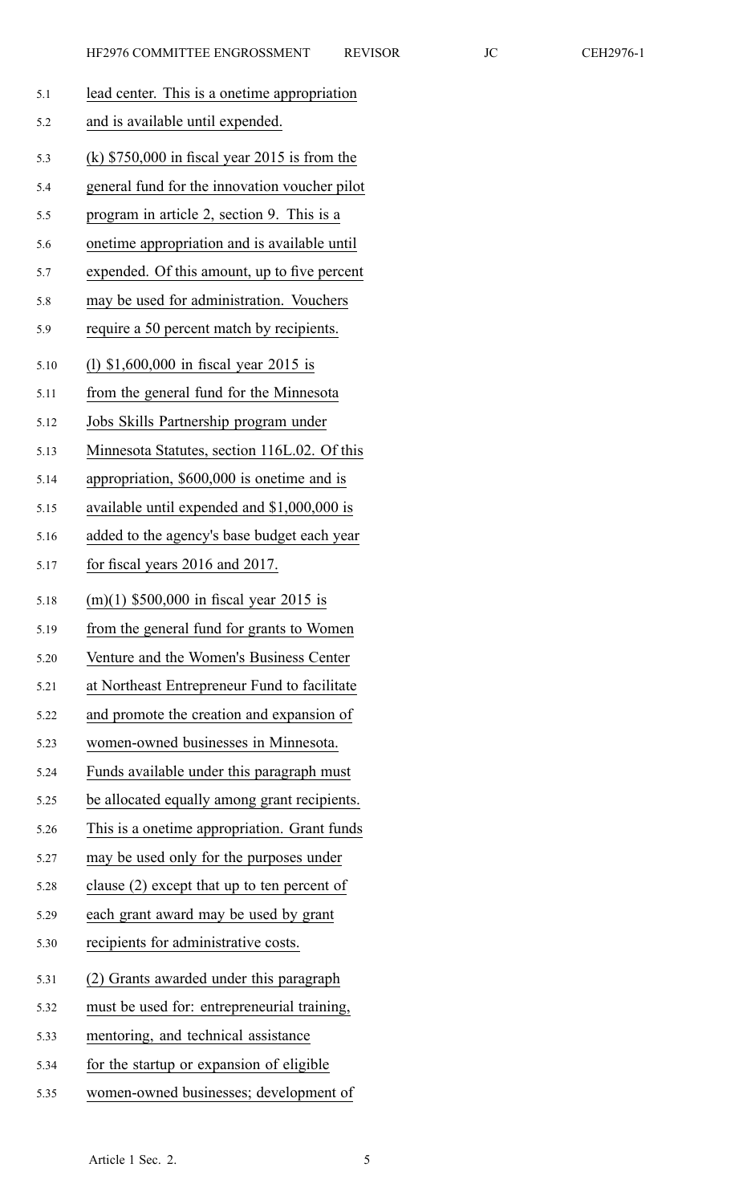lead center. This is a onetime appropriation and is available until expended.

(k) $750,000 in fiscal year 2015 is from the general fund for the innovation voucher pilot program in article 2, section 9. This is a onetime appropriation and is available until expended. Of this amount, up to five percent may be used for administration. Vouchers require a 50 percent match by recipients.

(l) $1,600,000 in fiscal year 2015 is from the general fund for the Minnesota Jobs Skills Partnership program under Minnesota Statutes, section 116L.02. Of this appropriation, $600,000 is onetime and is available until expended and $1,000,000 is added to the agency's base budget each year for fiscal years 2016 and 2017.

(m)(1) $500,000 in fiscal year 2015 is from the general fund for grants to Women Venture and the Women's Business Center at Northeast Entrepreneur Fund to facilitate and promote the creation and expansion of women-owned businesses in Minnesota. Funds available under this paragraph must be allocated equally among grant recipients. This is a onetime appropriation. Grant funds may be used only for the purposes under clause (2) except that up to ten percent of each grant award may be used by grant recipients for administrative costs.

(2) Grants awarded under this paragraph must be used for: entrepreneurial training, mentoring, and technical assistance for the startup or expansion of eligible women-owned businesses; development of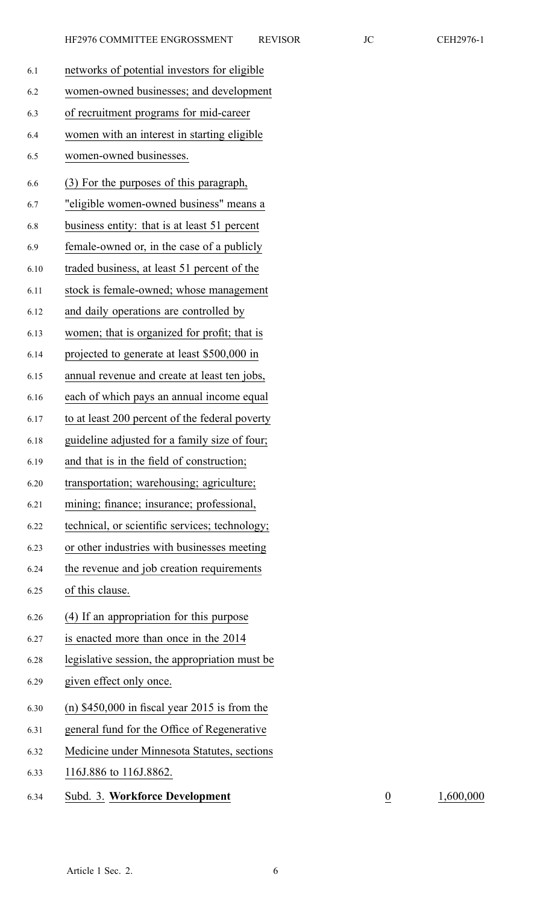networks of potential investors for eligible women-owned businesses; and development of recruitment programs for mid-career women with an interest in starting eligible women-owned businesses.

(3) For the purposes of this paragraph, "eligible women-owned business" means a business entity: that is at least 51 percent female-owned or, in the case of a publicly traded business, at least 51 percent of the stock is female-owned; whose management and daily operations are controlled by women; that is organized for profit; that is projected to generate at least $500,000 in annual revenue and create at least ten jobs, each of which pays an annual income equal to at least 200 percent of the federal poverty guideline adjusted for a family size of four; and that is in the field of construction; transportation; warehousing; agriculture; mining; finance; insurance; professional, technical, or scientific services; technology; or other industries with businesses meeting the revenue and job creation requirements of this clause.

(4) If an appropriation for this purpose is enacted more than once in the 2014 legislative session, the appropriation must be given effect only once.

(n) $450,000 in fiscal year 2015 is from the general fund for the Office of Regenerative Medicine under Minnesota Statutes, sections 116J.886 to 116J.8862.

| Subd. 3. **Workforce Development** | 0 | 1,600,000 |
|---|---|---|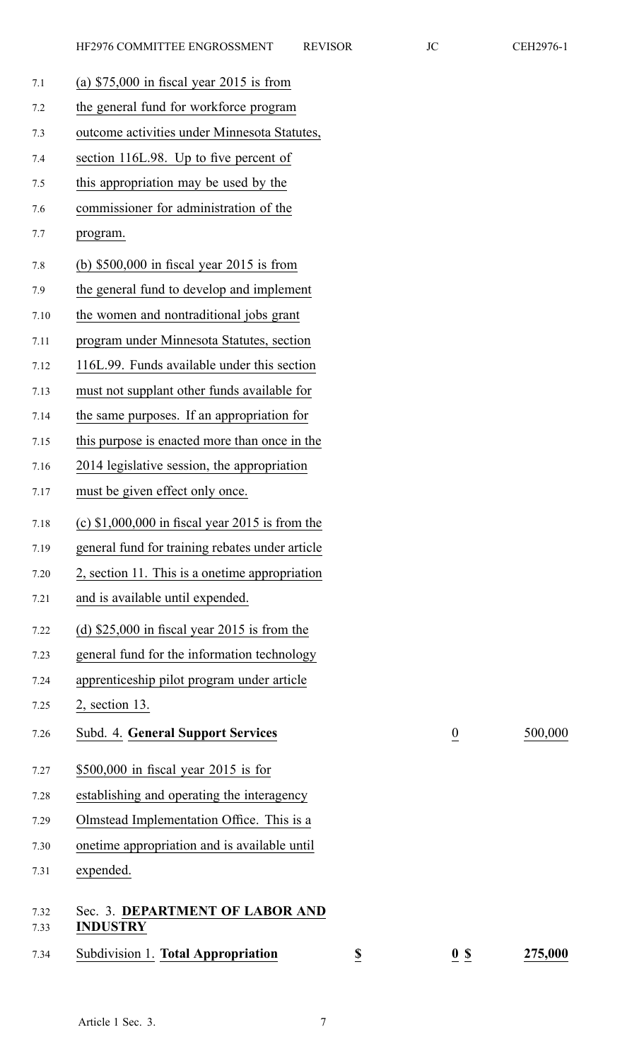(a) $75,000 in fiscal year 2015 is from the general fund for workforce program outcome activities under Minnesota Statutes, section 116L.98. Up to five percent of this appropriation may be used by the commissioner for administration of the program.

(b) $500,000 in fiscal year 2015 is from the general fund to develop and implement the women and nontraditional jobs grant program under Minnesota Statutes, section 116L.99. Funds available under this section must not supplant other funds available for the same purposes. If an appropriation for this purpose is enacted more than once in the 2014 legislative session, the appropriation must be given effect only once.

(c) $1,000,000 in fiscal year 2015 is from the general fund for training rebates under article 2, section 11. This is a onetime appropriation and is available until expended.

(d) $25,000 in fiscal year 2015 is from the general fund for the information technology apprenticeship pilot program under article 2, section 13.

| | | |
|---|---|---|
| Subd. 4. **General Support Services** | 0 | 500,000 |

$500,000 in fiscal year 2015 is for establishing and operating the interagency Olmstead Implementation Office. This is a onetime appropriation and is available until expended.

### Sec. 3. **DEPARTMENT OF LABOR AND INDUSTRY**

| | | | | |
|---|---|---|---|---|
| Subdivision 1. **Total Appropriation** | **$** | **0** | **$** | **275,000** |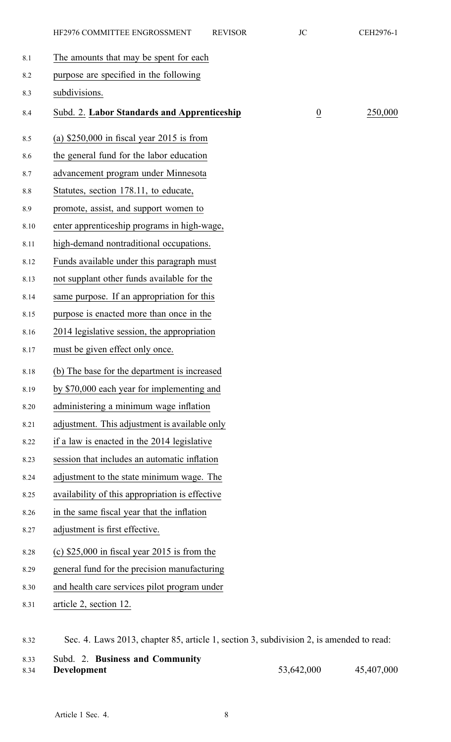The amounts that may be spent for each purpose are specified in the following subdivisions.

| | | |
|---|---|---|
| Subd. 2. **Labor Standards and Apprenticeship** | 0 | 250,000 |

(a) $250,000 in fiscal year 2015 is from the general fund for the labor education advancement program under Minnesota Statutes, section 178.11, to educate, promote, assist, and support women to enter apprenticeship programs in high-wage, high-demand nontraditional occupations. Funds available under this paragraph must not supplant other funds available for the same purpose. If an appropriation for this purpose is enacted more than once in the 2014 legislative session, the appropriation must be given effect only once.

(b) The base for the department is increased by $70,000 each year for implementing and administering a minimum wage inflation adjustment. This adjustment is available only if a law is enacted in the 2014 legislative session that includes an automatic inflation adjustment to the state minimum wage. The availability of this appropriation is effective in the same fiscal year that the inflation adjustment is first effective.

(c) $25,000 in fiscal year 2015 is from the general fund for the precision manufacturing and health care services pilot program under article 2, section 12.

Sec. 4. Laws 2013, chapter 85, article 1, section 3, subdivision 2, is amended to read:

| | | |
|---|---|---|
| Subd. 2. **Business and Community Development** | 53,642,000 | 45,407,000 |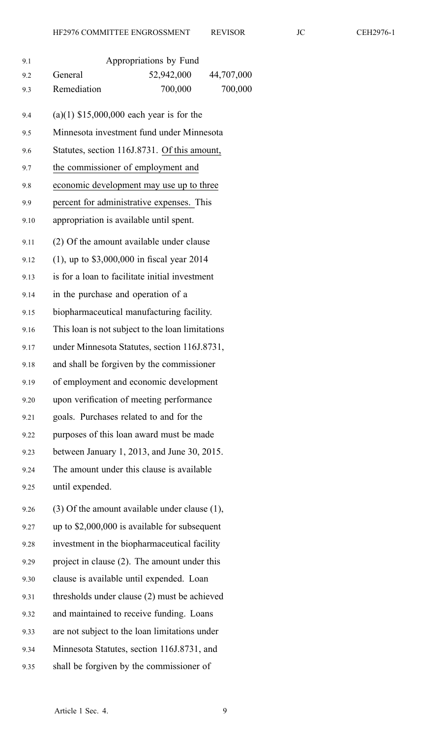| Appropriations by Fund | | |
|---|---|---|
| General | 52,942,000 | 44,707,000 |
| Remediation | 700,000 | 700,000 |

(a)(1) $15,000,000 each year is for the Minnesota investment fund under Minnesota Statutes, section 116J.8731. Of this amount, the commissioner of employment and economic development may use up to three percent for administrative expenses. This appropriation is available until spent.

(2) Of the amount available under clause (1), up to $3,000,000 in fiscal year 2014 is for a loan to facilitate initial investment in the purchase and operation of a biopharmaceutical manufacturing facility. This loan is not subject to the loan limitations under Minnesota Statutes, section 116J.8731, and shall be forgiven by the commissioner of employment and economic development upon verification of meeting performance goals. Purchases related to and for the purposes of this loan award must be made between January 1, 2013, and June 30, 2015. The amount under this clause is available until expended.

(3) Of the amount available under clause (1), up to $2,000,000 is available for subsequent investment in the biopharmaceutical facility project in clause (2). The amount under this clause is available until expended. Loan thresholds under clause (2) must be achieved and maintained to receive funding. Loans are not subject to the loan limitations under Minnesota Statutes, section 116J.8731, and shall be forgiven by the commissioner of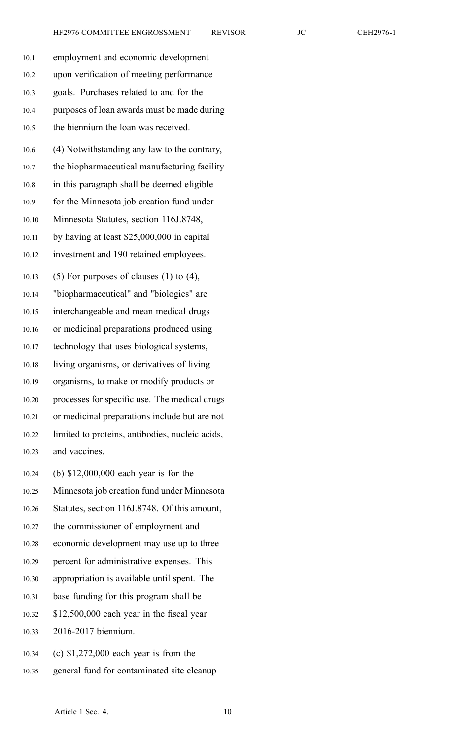employment and economic development upon verification of meeting performance goals. Purchases related to and for the purposes of loan awards must be made during the biennium the loan was received.

(4) Notwithstanding any law to the contrary, the biopharmaceutical manufacturing facility in this paragraph shall be deemed eligible for the Minnesota job creation fund under Minnesota Statutes, section 116J.8748, by having at least $25,000,000 in capital investment and 190 retained employees.

(5) For purposes of clauses (1) to (4), "biopharmaceutical" and "biologics" are interchangeable and mean medical drugs or medicinal preparations produced using technology that uses biological systems, living organisms, or derivatives of living organisms, to make or modify products or processes for specific use. The medical drugs or medicinal preparations include but are not limited to proteins, antibodies, nucleic acids, and vaccines.

(b) $12,000,000 each year is for the Minnesota job creation fund under Minnesota Statutes, section 116J.8748. Of this amount, the commissioner of employment and economic development may use up to three percent for administrative expenses. This appropriation is available until spent. The base funding for this program shall be $12,500,000 each year in the fiscal year 2016-2017 biennium.

(c) $1,272,000 each year is from the general fund for contaminated site cleanup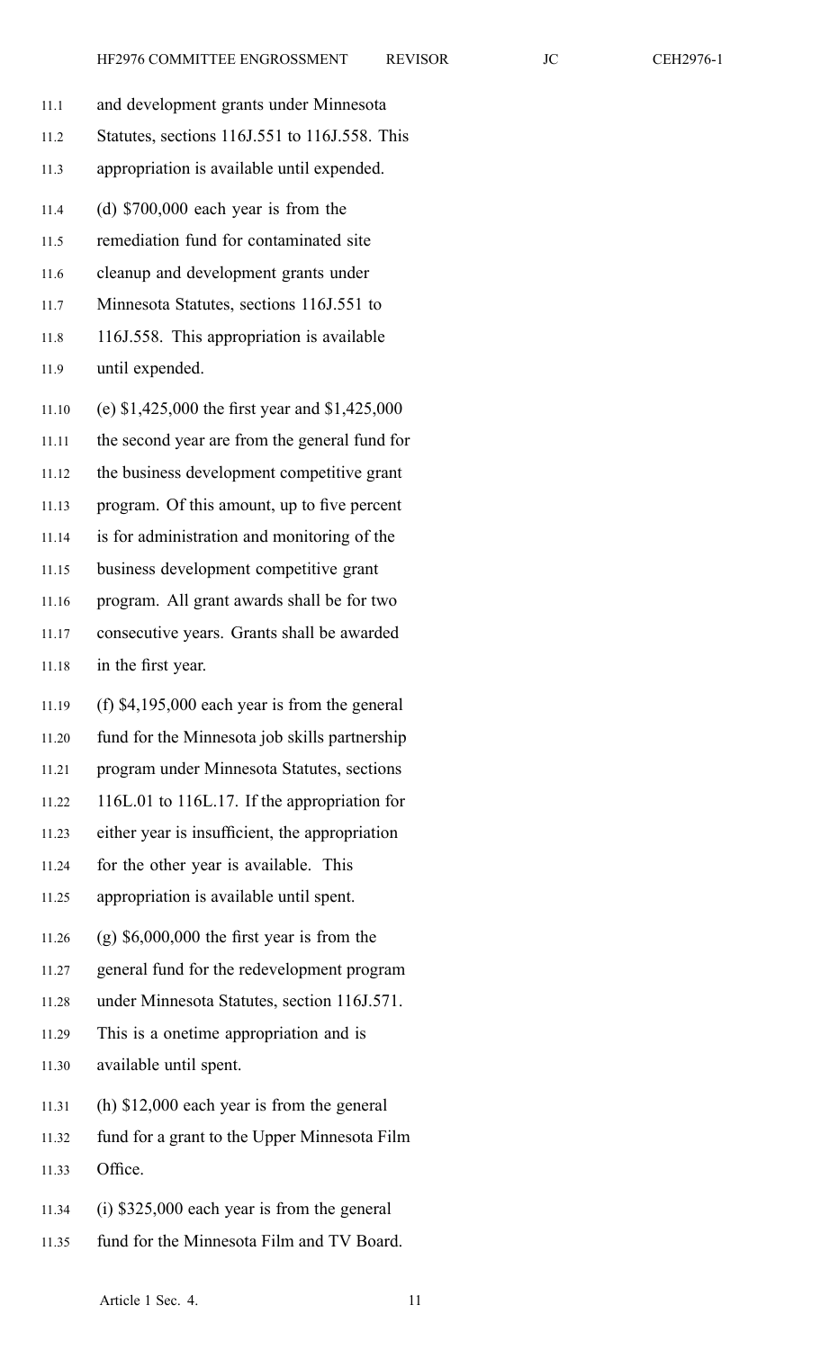and development grants under Minnesota Statutes, sections 116J.551 to 116J.558. This appropriation is available until expended.

(d) $700,000 each year is from the remediation fund for contaminated site cleanup and development grants under Minnesota Statutes, sections 116J.551 to 116J.558. This appropriation is available until expended.

(e) $1,425,000 the first year and $1,425,000 the second year are from the general fund for the business development competitive grant program. Of this amount, up to five percent is for administration and monitoring of the business development competitive grant program. All grant awards shall be for two consecutive years. Grants shall be awarded in the first year.

(f) $4,195,000 each year is from the general fund for the Minnesota job skills partnership program under Minnesota Statutes, sections 116L.01 to 116L.17. If the appropriation for either year is insufficient, the appropriation for the other year is available. This appropriation is available until spent.

(g) $6,000,000 the first year is from the general fund for the redevelopment program under Minnesota Statutes, section 116J.571. This is a onetime appropriation and is available until spent.

(h) $12,000 each year is from the general fund for a grant to the Upper Minnesota Film Office.

(i) $325,000 each year is from the general fund for the Minnesota Film and TV Board.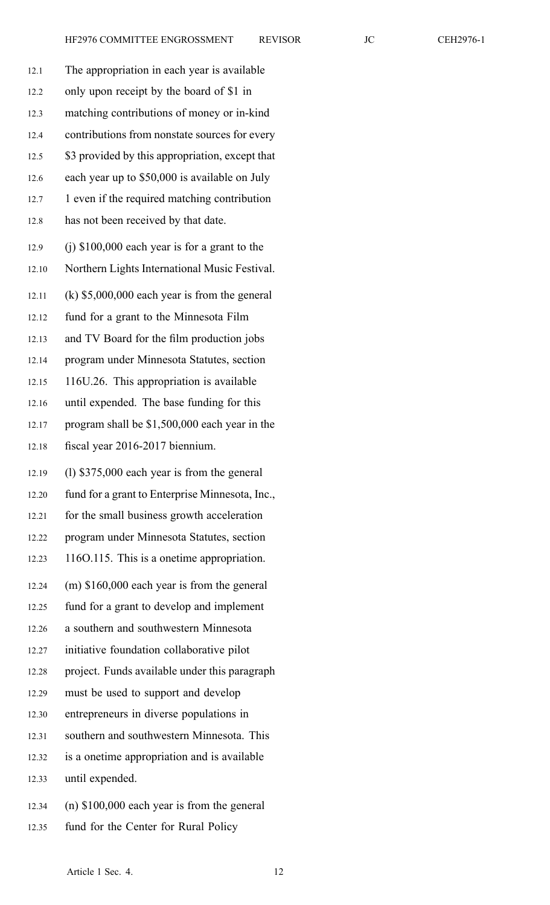The appropriation in each year is available only upon receipt by the board of $1 in matching contributions of money or in-kind contributions from nonstate sources for every $3 provided by this appropriation, except that each year up to $50,000 is available on July 1 even if the required matching contribution has not been received by that date.

(j) $100,000 each year is for a grant to the Northern Lights International Music Festival.

(k) $5,000,000 each year is from the general fund for a grant to the Minnesota Film and TV Board for the film production jobs program under Minnesota Statutes, section 116U.26. This appropriation is available until expended. The base funding for this program shall be $1,500,000 each year in the fiscal year 2016-2017 biennium.

(l) $375,000 each year is from the general fund for a grant to Enterprise Minnesota, Inc., for the small business growth acceleration program under Minnesota Statutes, section 116O.115. This is a onetime appropriation.

(m) $160,000 each year is from the general fund for a grant to develop and implement a southern and southwestern Minnesota initiative foundation collaborative pilot project. Funds available under this paragraph must be used to support and develop entrepreneurs in diverse populations in southern and southwestern Minnesota. This is a onetime appropriation and is available until expended.

(n) $100,000 each year is from the general fund for the Center for Rural Policy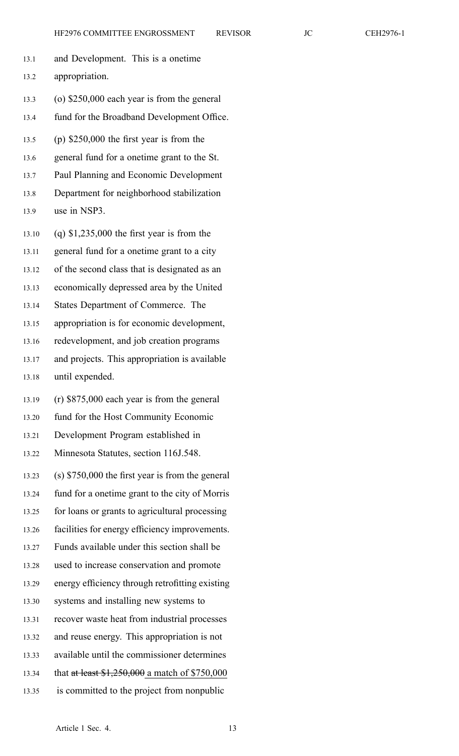and Development. This is a onetime appropriation.

(o) $250,000 each year is from the general fund for the Broadband Development Office.

(p) $250,000 the first year is from the general fund for a onetime grant to the St. Paul Planning and Economic Development Department for neighborhood stabilization use in NSP3.

(q) $1,235,000 the first year is from the general fund for a onetime grant to a city of the second class that is designated as an economically depressed area by the United States Department of Commerce. The appropriation is for economic development, redevelopment, and job creation programs and projects. This appropriation is available until expended.

(r) $875,000 each year is from the general fund for the Host Community Economic Development Program established in Minnesota Statutes, section 116J.548.

(s) $750,000 the first year is from the general fund for a onetime grant to the city of Morris for loans or grants to agricultural processing facilities for energy efficiency improvements. Funds available under this section shall be used to increase conservation and promote energy efficiency through retrofitting existing systems and installing new systems to recover waste heat from industrial processes and reuse energy. This appropriation is not available until the commissioner determines that ~~at least $1,250,000~~ a match of $750,000 is committed to the project from nonpublic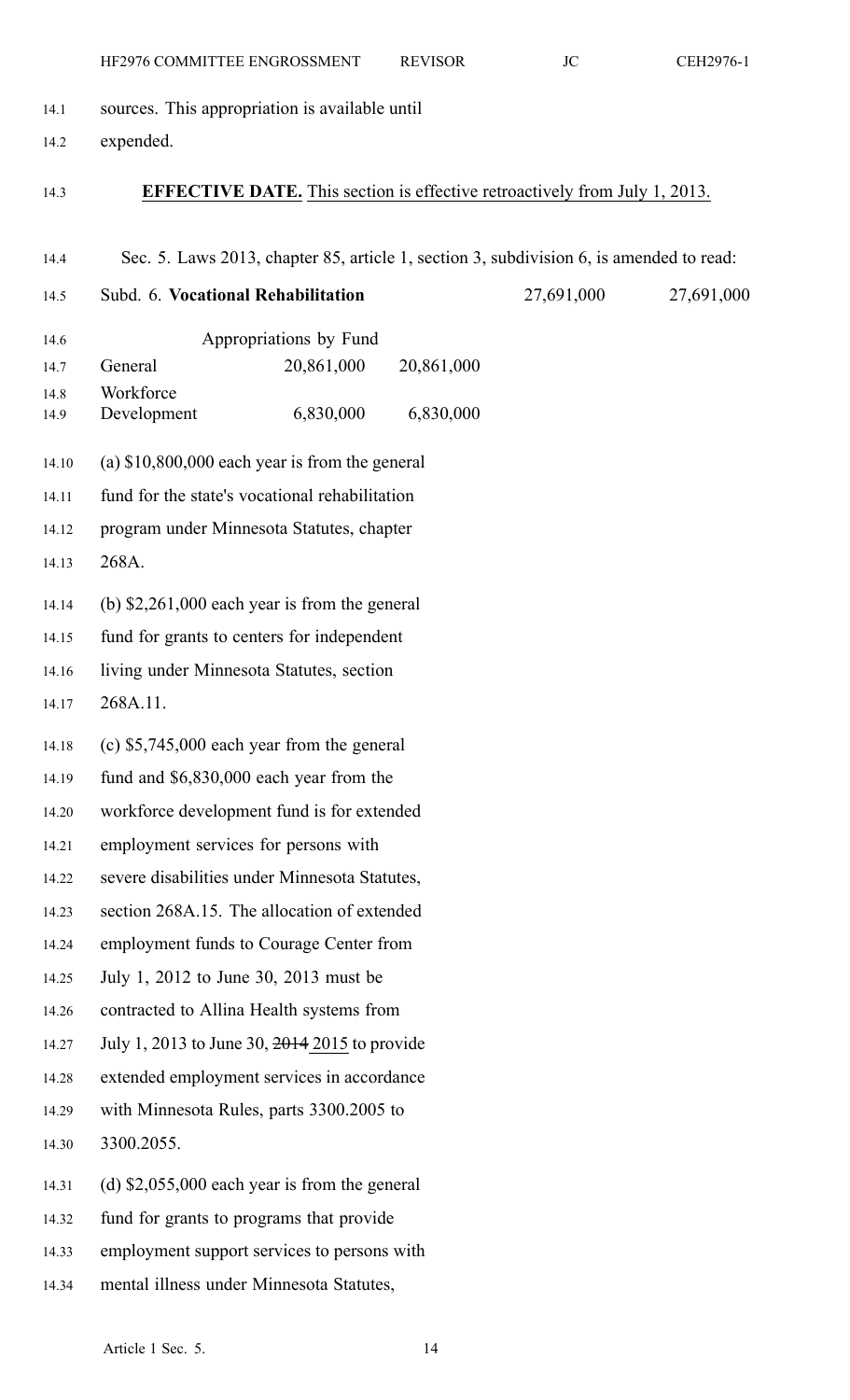sources. This appropriation is available until expended.

**EFFECTIVE DATE.** This section is effective retroactively from July 1, 2013.

Sec. 5. Laws 2013, chapter 85, article 1, section 3, subdivision 6, is amended to read:

| Subd. 6. **Vocational Rehabilitation** | | | 27,691,000 | 27,691,000 |
|---|---|---|---|---|
| | Appropriations by Fund | | | |
| General | 20,861,000 | 20,861,000 | | |
| Workforce Development | 6,830,000 | 6,830,000 | | |

(a) $10,800,000 each year is from the general fund for the state's vocational rehabilitation program under Minnesota Statutes, chapter 268A.

(b) $2,261,000 each year is from the general fund for grants to centers for independent living under Minnesota Statutes, section 268A.11.

(c) $5,745,000 each year from the general fund and $6,830,000 each year from the workforce development fund is for extended employment services for persons with severe disabilities under Minnesota Statutes, section 268A.15. The allocation of extended employment funds to Courage Center from July 1, 2012 to June 30, 2013 must be contracted to Allina Health systems from July 1, 2013 to June 30, ~~2014~~ 2015 to provide extended employment services in accordance with Minnesota Rules, parts 3300.2005 to 3300.2055.

(d) $2,055,000 each year is from the general fund for grants to programs that provide employment support services to persons with mental illness under Minnesota Statutes,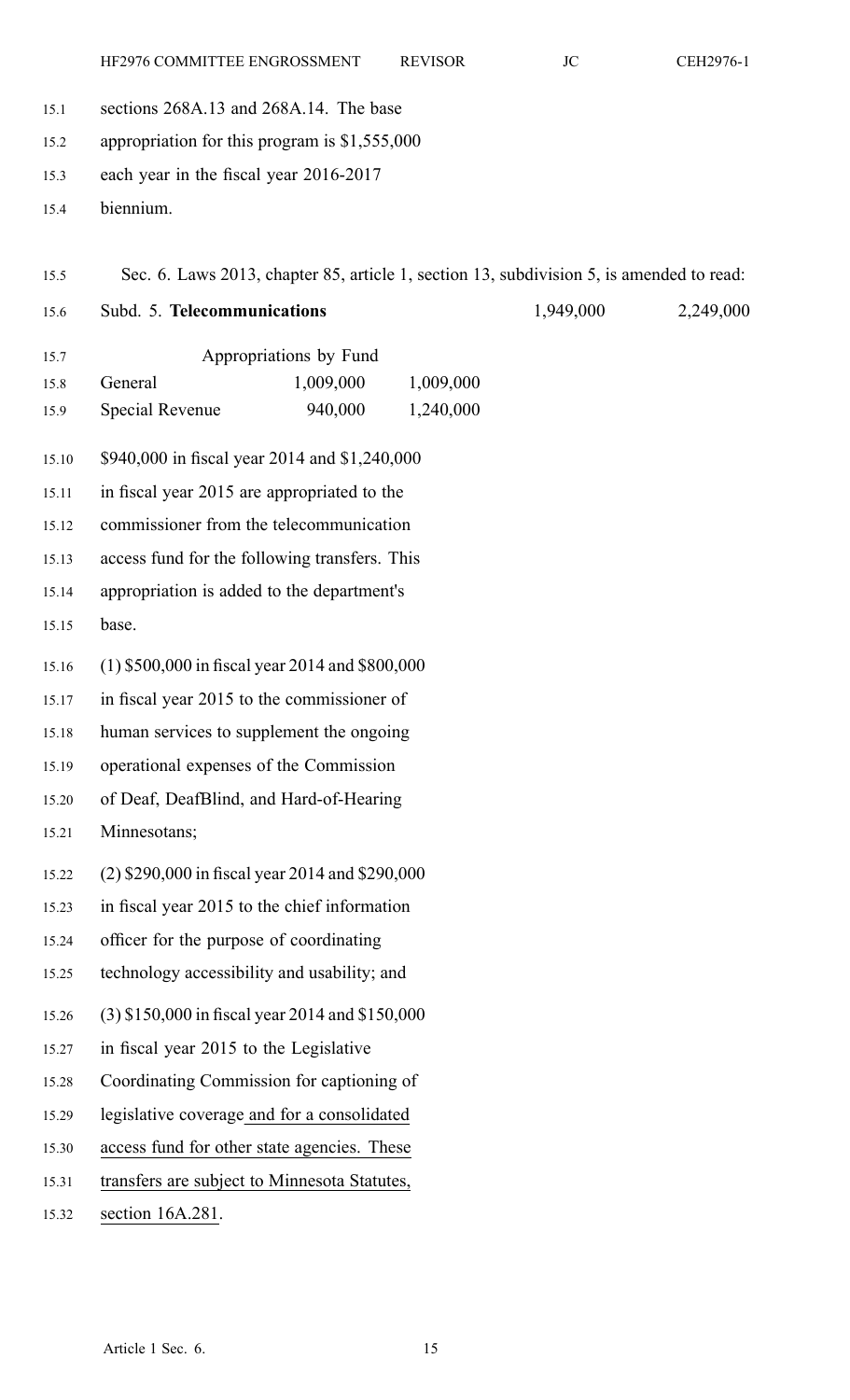sections 268A.13 and 268A.14. The base appropriation for this program is $1,555,000 each year in the fiscal year 2016-2017 biennium.

Sec. 6. Laws 2013, chapter 85, article 1, section 13, subdivision 5, is amended to read:

| Subd. 5. **Telecommunications** | | | 1,949,000 | 2,249,000 |
|---|---|---|---|---|
| Appropriations by Fund | | | | |
| General | 1,009,000 | 1,009,000 | | |
| Special Revenue | 940,000 | 1,240,000 | | |

$940,000 in fiscal year 2014 and $1,240,000 in fiscal year 2015 are appropriated to the commissioner from the telecommunication access fund for the following transfers. This appropriation is added to the department's base.

(1) $500,000 in fiscal year 2014 and $800,000 in fiscal year 2015 to the commissioner of human services to supplement the ongoing operational expenses of the Commission of Deaf, DeafBlind, and Hard-of-Hearing Minnesotans;

(2) $290,000 in fiscal year 2014 and $290,000 in fiscal year 2015 to the chief information officer for the purpose of coordinating technology accessibility and usability; and

(3) $150,000 in fiscal year 2014 and $150,000 in fiscal year 2015 to the Legislative Coordinating Commission for captioning of legislative coverage and for a consolidated access fund for other state agencies. These transfers are subject to Minnesota Statutes, section 16A.281.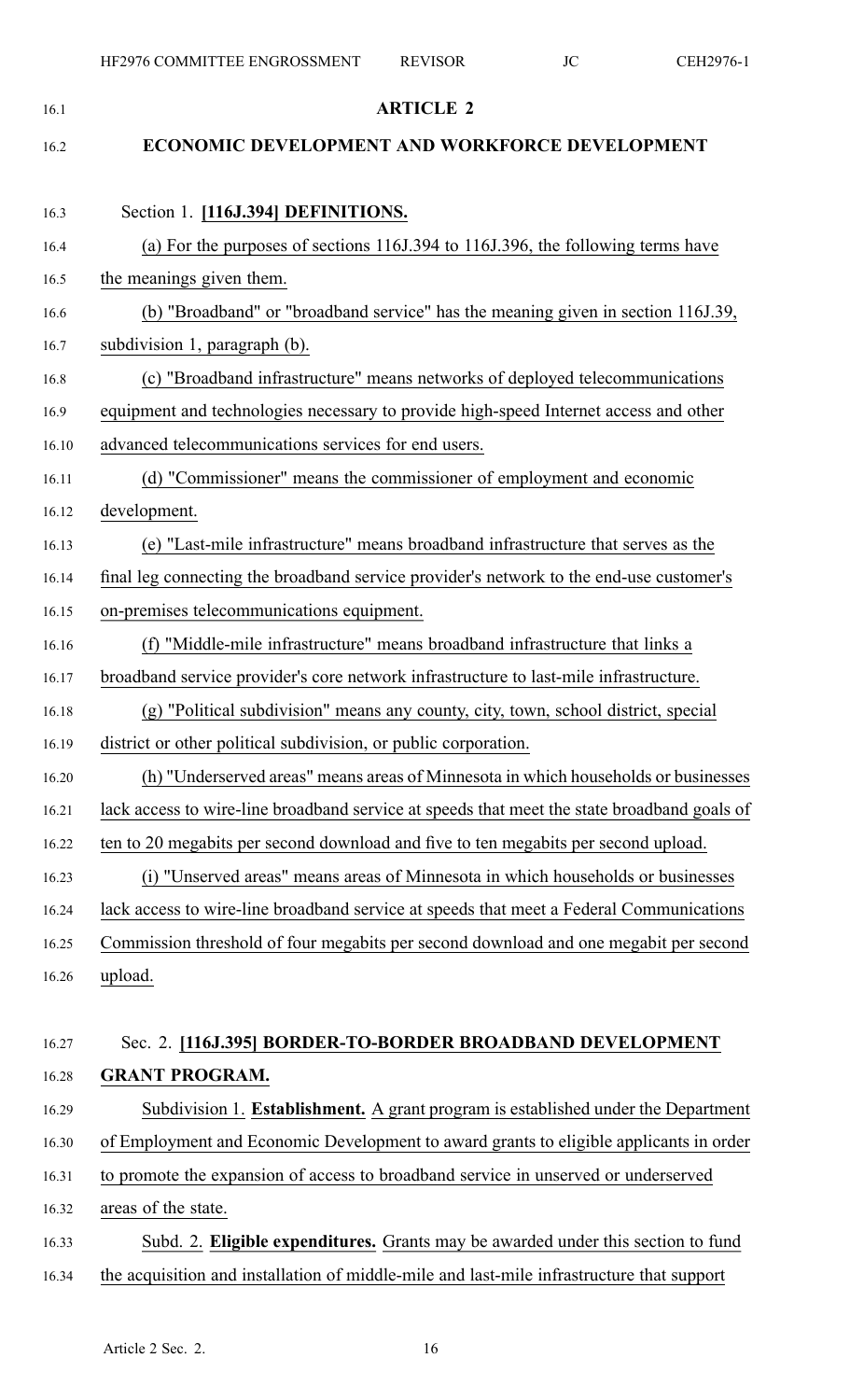## ARTICLE 2

## ECONOMIC DEVELOPMENT AND WORKFORCE DEVELOPMENT

Section 1. **[116J.394] DEFINITIONS.**

(a) For the purposes of sections 116J.394 to 116J.396, the following terms have the meanings given them.

(b) "Broadband" or "broadband service" has the meaning given in section 116J.39, subdivision 1, paragraph (b).

(c) "Broadband infrastructure" means networks of deployed telecommunications equipment and technologies necessary to provide high-speed Internet access and other advanced telecommunications services for end users.

(d) "Commissioner" means the commissioner of employment and economic development.

(e) "Last-mile infrastructure" means broadband infrastructure that serves as the final leg connecting the broadband service provider's network to the end-use customer's on-premises telecommunications equipment.

(f) "Middle-mile infrastructure" means broadband infrastructure that links a broadband service provider's core network infrastructure to last-mile infrastructure.

(g) "Political subdivision" means any county, city, town, school district, special district or other political subdivision, or public corporation.

(h) "Underserved areas" means areas of Minnesota in which households or businesses lack access to wire-line broadband service at speeds that meet the state broadband goals of ten to 20 megabits per second download and five to ten megabits per second upload.

(i) "Unserved areas" means areas of Minnesota in which households or businesses lack access to wire-line broadband service at speeds that meet a Federal Communications Commission threshold of four megabits per second download and one megabit per second upload.

Sec. 2. **[116J.395] BORDER-TO-BORDER BROADBAND DEVELOPMENT GRANT PROGRAM.**

Subdivision 1. **Establishment.** A grant program is established under the Department of Employment and Economic Development to award grants to eligible applicants in order to promote the expansion of access to broadband service in unserved or underserved areas of the state.

Subd. 2. **Eligible expenditures.** Grants may be awarded under this section to fund the acquisition and installation of middle-mile and last-mile infrastructure that support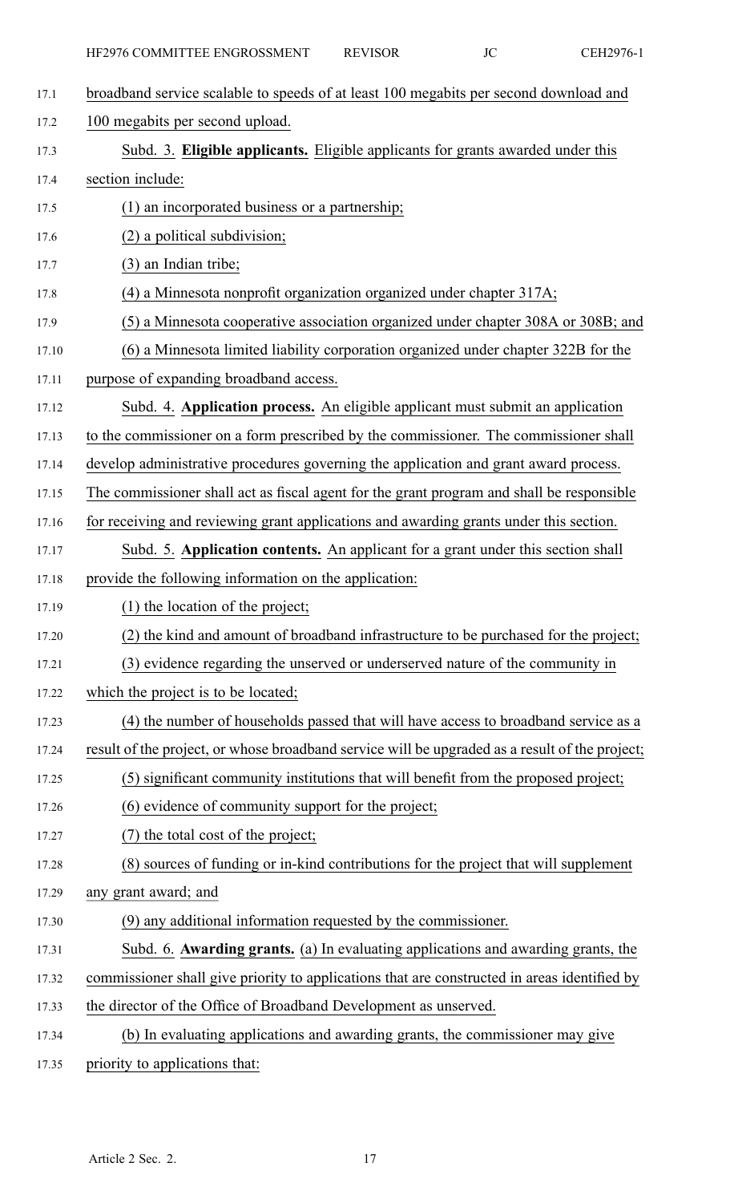broadband service scalable to speeds of at least 100 megabits per second download and 100 megabits per second upload.

Subd. 3. **Eligible applicants.** Eligible applicants for grants awarded under this section include:

(1) an incorporated business or a partnership;

(2) a political subdivision;

(3) an Indian tribe;

(4) a Minnesota nonprofit organization organized under chapter 317A;

(5) a Minnesota cooperative association organized under chapter 308A or 308B; and

(6) a Minnesota limited liability corporation organized under chapter 322B for the purpose of expanding broadband access.

Subd. 4. **Application process.** An eligible applicant must submit an application to the commissioner on a form prescribed by the commissioner. The commissioner shall develop administrative procedures governing the application and grant award process. The commissioner shall act as fiscal agent for the grant program and shall be responsible for receiving and reviewing grant applications and awarding grants under this section.

Subd. 5. **Application contents.** An applicant for a grant under this section shall provide the following information on the application:

(1) the location of the project;

(2) the kind and amount of broadband infrastructure to be purchased for the project;

(3) evidence regarding the unserved or underserved nature of the community in which the project is to be located;

(4) the number of households passed that will have access to broadband service as a result of the project, or whose broadband service will be upgraded as a result of the project;

(5) significant community institutions that will benefit from the proposed project;

(6) evidence of community support for the project;

(7) the total cost of the project;

(8) sources of funding or in-kind contributions for the project that will supplement any grant award; and

(9) any additional information requested by the commissioner.

Subd. 6. **Awarding grants.** (a) In evaluating applications and awarding grants, the commissioner shall give priority to applications that are constructed in areas identified by the director of the Office of Broadband Development as unserved.

(b) In evaluating applications and awarding grants, the commissioner may give priority to applications that: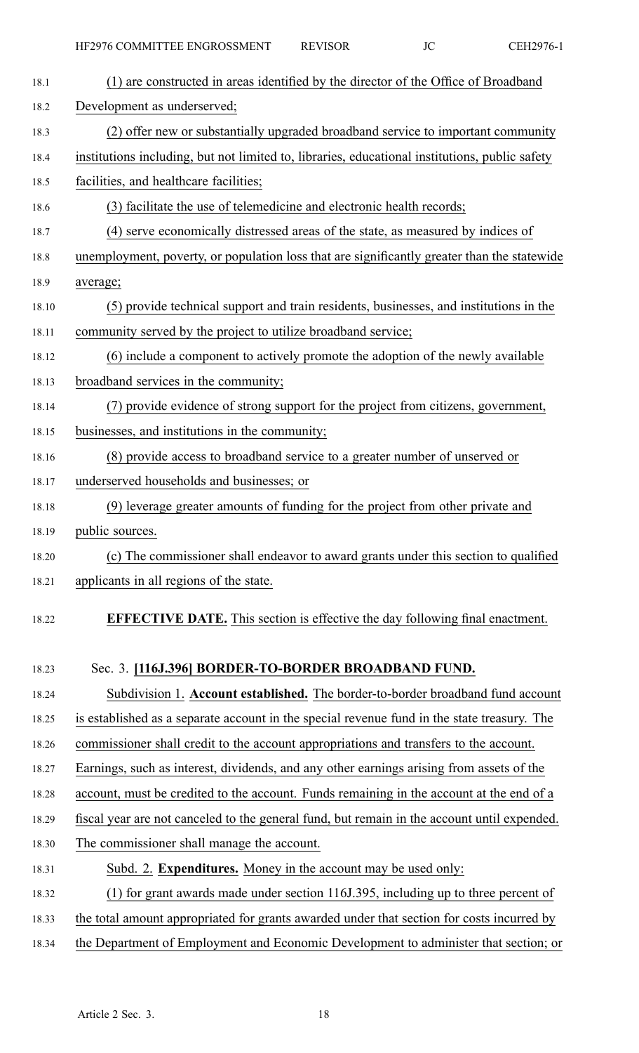(1) are constructed in areas identified by the director of the Office of Broadband Development as underserved;

(2) offer new or substantially upgraded broadband service to important community institutions including, but not limited to, libraries, educational institutions, public safety facilities, and healthcare facilities;

(3) facilitate the use of telemedicine and electronic health records;

(4) serve economically distressed areas of the state, as measured by indices of unemployment, poverty, or population loss that are significantly greater than the statewide average;

(5) provide technical support and train residents, businesses, and institutions in the community served by the project to utilize broadband service;

(6) include a component to actively promote the adoption of the newly available broadband services in the community;

(7) provide evidence of strong support for the project from citizens, government, businesses, and institutions in the community;

(8) provide access to broadband service to a greater number of unserved or underserved households and businesses; or

(9) leverage greater amounts of funding for the project from other private and public sources.

(c) The commissioner shall endeavor to award grants under this section to qualified applicants in all regions of the state.

**EFFECTIVE DATE.** This section is effective the day following final enactment.

Sec. 3. **[116J.396] BORDER-TO-BORDER BROADBAND FUND.**

Subdivision 1. **Account established.** The border-to-border broadband fund account is established as a separate account in the special revenue fund in the state treasury. The commissioner shall credit to the account appropriations and transfers to the account. Earnings, such as interest, dividends, and any other earnings arising from assets of the account, must be credited to the account. Funds remaining in the account at the end of a fiscal year are not canceled to the general fund, but remain in the account until expended. The commissioner shall manage the account.

Subd. 2. **Expenditures.** Money in the account may be used only:

(1) for grant awards made under section 116J.395, including up to three percent of the total amount appropriated for grants awarded under that section for costs incurred by the Department of Employment and Economic Development to administer that section; or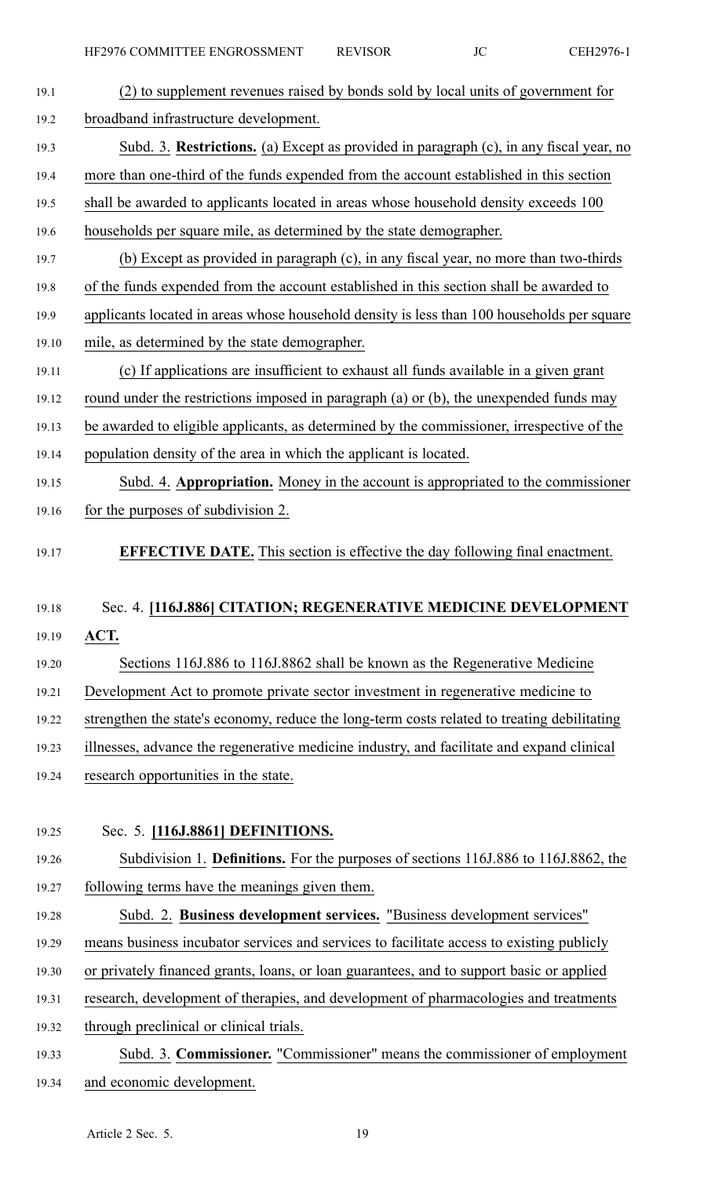(2) to supplement revenues raised by bonds sold by local units of government for broadband infrastructure development.

Subd. 3. **Restrictions.** (a) Except as provided in paragraph (c), in any fiscal year, no more than one-third of the funds expended from the account established in this section shall be awarded to applicants located in areas whose household density exceeds 100 households per square mile, as determined by the state demographer.

(b) Except as provided in paragraph (c), in any fiscal year, no more than two-thirds of the funds expended from the account established in this section shall be awarded to applicants located in areas whose household density is less than 100 households per square mile, as determined by the state demographer.

(c) If applications are insufficient to exhaust all funds available in a given grant round under the restrictions imposed in paragraph (a) or (b), the unexpended funds may be awarded to eligible applicants, as determined by the commissioner, irrespective of the population density of the area in which the applicant is located.

Subd. 4. **Appropriation.** Money in the account is appropriated to the commissioner for the purposes of subdivision 2.

**EFFECTIVE DATE.** This section is effective the day following final enactment.

Sec. 4. **[116J.886] CITATION; REGENERATIVE MEDICINE DEVELOPMENT ACT.**

Sections 116J.886 to 116J.8862 shall be known as the Regenerative Medicine Development Act to promote private sector investment in regenerative medicine to strengthen the state's economy, reduce the long-term costs related to treating debilitating illnesses, advance the regenerative medicine industry, and facilitate and expand clinical research opportunities in the state.

Sec. 5. **[116J.8861] DEFINITIONS.**

Subdivision 1. **Definitions.** For the purposes of sections 116J.886 to 116J.8862, the following terms have the meanings given them.

Subd. 2. **Business development services.** "Business development services" means business incubator services and services to facilitate access to existing publicly or privately financed grants, loans, or loan guarantees, and to support basic or applied research, development of therapies, and development of pharmacologies and treatments through preclinical or clinical trials.

Subd. 3. **Commissioner.** "Commissioner" means the commissioner of employment and economic development.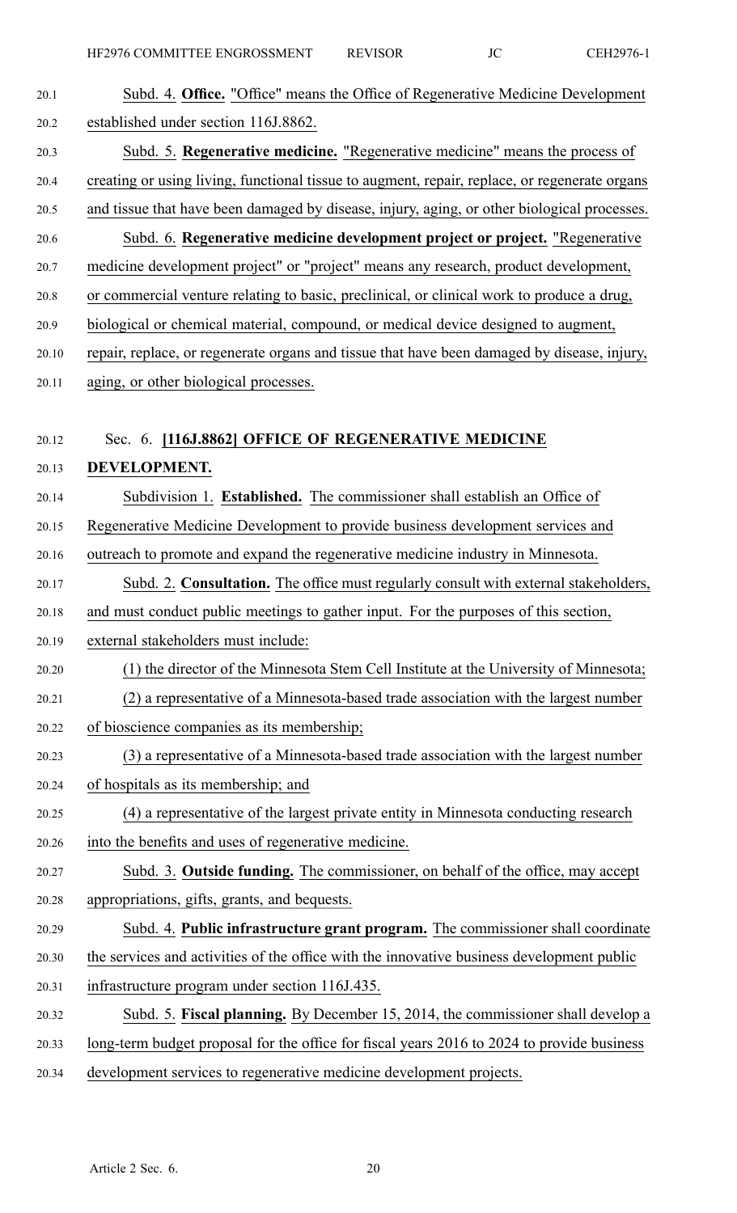Subd. 4. **Office.** "Office" means the Office of Regenerative Medicine Development established under section 116J.8862.

Subd. 5. **Regenerative medicine.** "Regenerative medicine" means the process of creating or using living, functional tissue to augment, repair, replace, or regenerate organs and tissue that have been damaged by disease, injury, aging, or other biological processes.

Subd. 6. **Regenerative medicine development project or project.** "Regenerative medicine development project" or "project" means any research, product development, or commercial venture relating to basic, preclinical, or clinical work to produce a drug, biological or chemical material, compound, or medical device designed to augment, repair, replace, or regenerate organs and tissue that have been damaged by disease, injury, aging, or other biological processes.

Sec. 6. **[116J.8862] OFFICE OF REGENERATIVE MEDICINE DEVELOPMENT.**

Subdivision 1. **Established.** The commissioner shall establish an Office of Regenerative Medicine Development to provide business development services and outreach to promote and expand the regenerative medicine industry in Minnesota.

Subd. 2. **Consultation.** The office must regularly consult with external stakeholders, and must conduct public meetings to gather input. For the purposes of this section, external stakeholders must include:

(1) the director of the Minnesota Stem Cell Institute at the University of Minnesota;

(2) a representative of a Minnesota-based trade association with the largest number of bioscience companies as its membership;

(3) a representative of a Minnesota-based trade association with the largest number of hospitals as its membership; and

(4) a representative of the largest private entity in Minnesota conducting research into the benefits and uses of regenerative medicine.

Subd. 3. **Outside funding.** The commissioner, on behalf of the office, may accept appropriations, gifts, grants, and bequests.

Subd. 4. **Public infrastructure grant program.** The commissioner shall coordinate the services and activities of the office with the innovative business development public infrastructure program under section 116J.435.

Subd. 5. **Fiscal planning.** By December 15, 2014, the commissioner shall develop a long-term budget proposal for the office for fiscal years 2016 to 2024 to provide business development services to regenerative medicine development projects.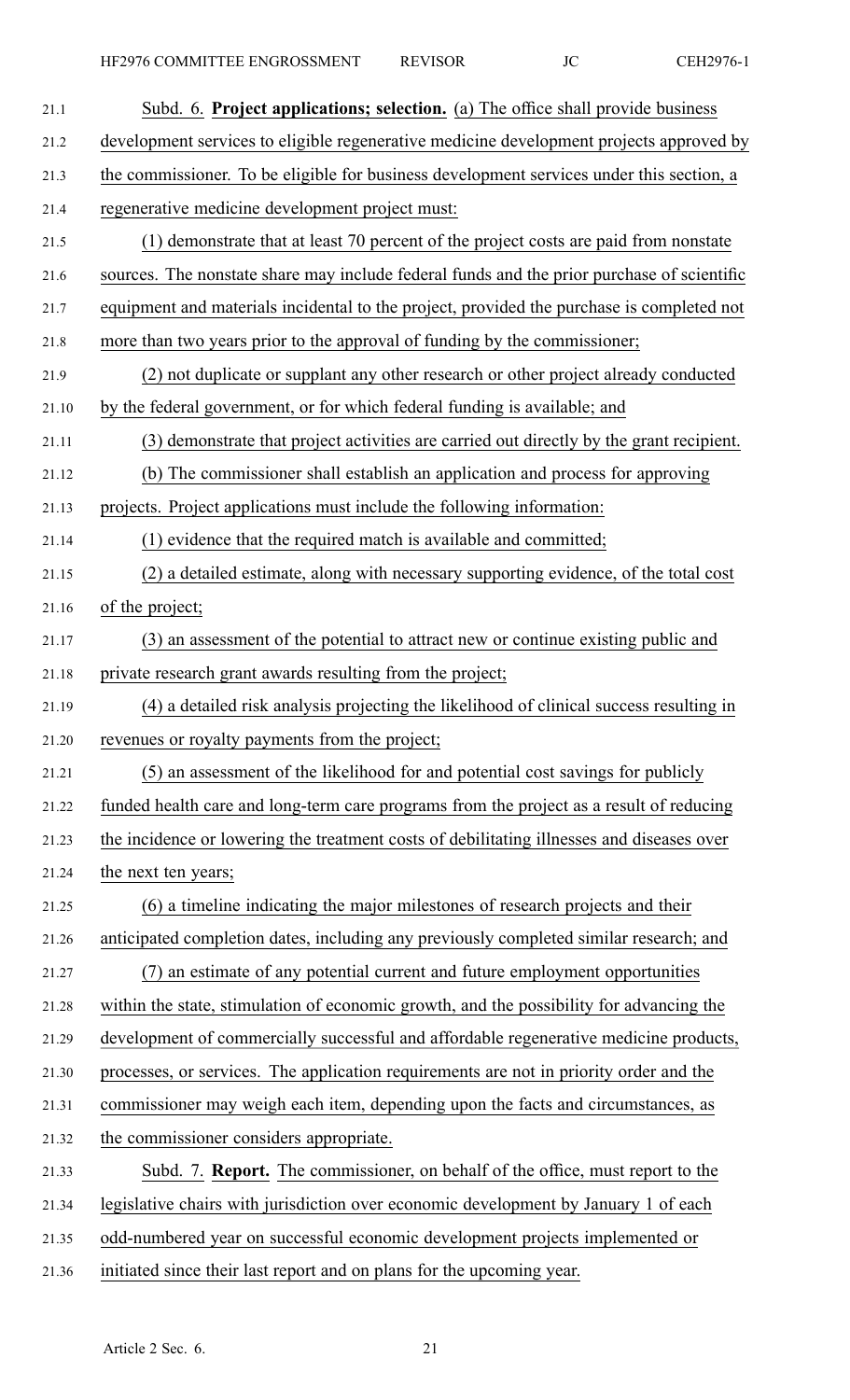Subd. 6. **Project applications; selection.** (a) The office shall provide business development services to eligible regenerative medicine development projects approved by the commissioner. To be eligible for business development services under this section, a regenerative medicine development project must:

(1) demonstrate that at least 70 percent of the project costs are paid from nonstate sources. The nonstate share may include federal funds and the prior purchase of scientific equipment and materials incidental to the project, provided the purchase is completed not more than two years prior to the approval of funding by the commissioner;

(2) not duplicate or supplant any other research or other project already conducted by the federal government, or for which federal funding is available; and

(3) demonstrate that project activities are carried out directly by the grant recipient.

(b) The commissioner shall establish an application and process for approving projects. Project applications must include the following information:

(1) evidence that the required match is available and committed;

(2) a detailed estimate, along with necessary supporting evidence, of the total cost of the project;

(3) an assessment of the potential to attract new or continue existing public and private research grant awards resulting from the project;

(4) a detailed risk analysis projecting the likelihood of clinical success resulting in revenues or royalty payments from the project;

(5) an assessment of the likelihood for and potential cost savings for publicly funded health care and long-term care programs from the project as a result of reducing the incidence or lowering the treatment costs of debilitating illnesses and diseases over the next ten years;

(6) a timeline indicating the major milestones of research projects and their anticipated completion dates, including any previously completed similar research; and

(7) an estimate of any potential current and future employment opportunities within the state, stimulation of economic growth, and the possibility for advancing the development of commercially successful and affordable regenerative medicine products, processes, or services. The application requirements are not in priority order and the commissioner may weigh each item, depending upon the facts and circumstances, as the commissioner considers appropriate.

Subd. 7. **Report.** The commissioner, on behalf of the office, must report to the legislative chairs with jurisdiction over economic development by January 1 of each odd-numbered year on successful economic development projects implemented or initiated since their last report and on plans for the upcoming year.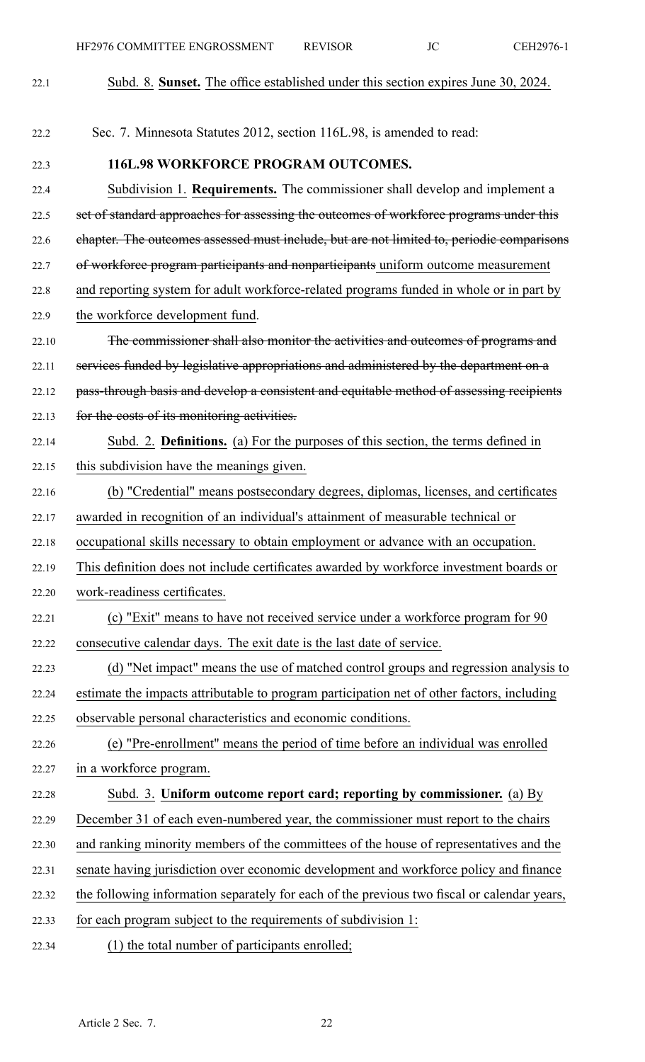Subd. 8. **Sunset.** The office established under this section expires June 30, 2024.

Sec. 7. Minnesota Statutes 2012, section 116L.98, is amended to read:

**116L.98 WORKFORCE PROGRAM OUTCOMES.**

Subdivision 1. **Requirements.** The commissioner shall develop and implement a ~~set of standard approaches for assessing the outcomes of workforce programs under this chapter. The outcomes assessed must include, but are not limited to, periodic comparisons of workforce program participants and nonparticipants~~ uniform outcome measurement and reporting system for adult workforce-related programs funded in whole or in part by the workforce development fund.

~~The commissioner shall also monitor the activities and outcomes of programs and services funded by legislative appropriations and administered by the department on a pass-through basis and develop a consistent and equitable method of assessing recipients for the costs of its monitoring activities.~~

Subd. 2. **Definitions.** (a) For the purposes of this section, the terms defined in this subdivision have the meanings given.

(b) "Credential" means postsecondary degrees, diplomas, licenses, and certificates awarded in recognition of an individual's attainment of measurable technical or occupational skills necessary to obtain employment or advance with an occupation. This definition does not include certificates awarded by workforce investment boards or work-readiness certificates.

(c) "Exit" means to have not received service under a workforce program for 90 consecutive calendar days. The exit date is the last date of service.

(d) "Net impact" means the use of matched control groups and regression analysis to estimate the impacts attributable to program participation net of other factors, including observable personal characteristics and economic conditions.

(e) "Pre-enrollment" means the period of time before an individual was enrolled in a workforce program.

Subd. 3. **Uniform outcome report card; reporting by commissioner.** (a) By December 31 of each even-numbered year, the commissioner must report to the chairs and ranking minority members of the committees of the house of representatives and the senate having jurisdiction over economic development and workforce policy and finance the following information separately for each of the previous two fiscal or calendar years, for each program subject to the requirements of subdivision 1:

(1) the total number of participants enrolled;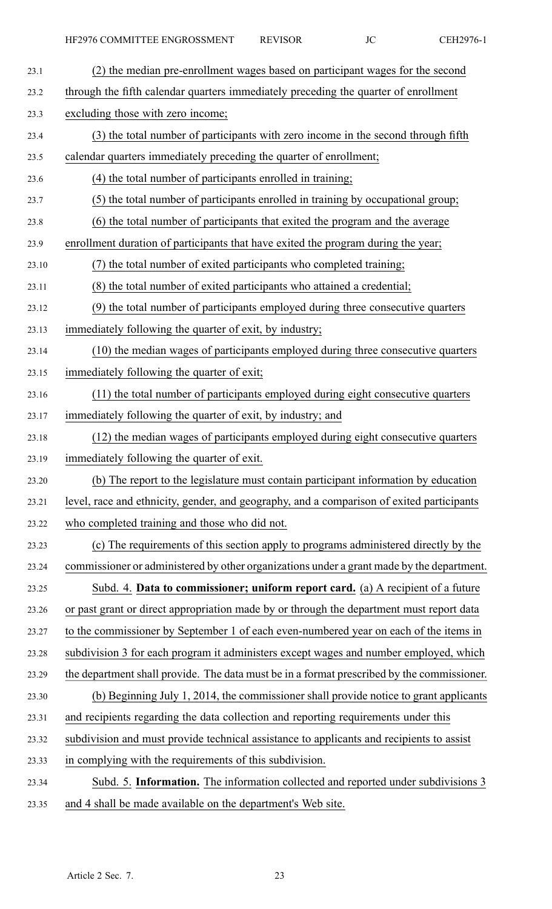(2) the median pre-enrollment wages based on participant wages for the second through the fifth calendar quarters immediately preceding the quarter of enrollment excluding those with zero income;

(3) the total number of participants with zero income in the second through fifth calendar quarters immediately preceding the quarter of enrollment;

(4) the total number of participants enrolled in training;

(5) the total number of participants enrolled in training by occupational group;

(6) the total number of participants that exited the program and the average enrollment duration of participants that have exited the program during the year;

(7) the total number of exited participants who completed training;

(8) the total number of exited participants who attained a credential;

(9) the total number of participants employed during three consecutive quarters immediately following the quarter of exit, by industry;

(10) the median wages of participants employed during three consecutive quarters immediately following the quarter of exit;

(11) the total number of participants employed during eight consecutive quarters immediately following the quarter of exit, by industry; and

(12) the median wages of participants employed during eight consecutive quarters immediately following the quarter of exit.

(b) The report to the legislature must contain participant information by education level, race and ethnicity, gender, and geography, and a comparison of exited participants who completed training and those who did not.

(c) The requirements of this section apply to programs administered directly by the commissioner or administered by other organizations under a grant made by the department.

Subd. 4. **Data to commissioner; uniform report card.** (a) A recipient of a future or past grant or direct appropriation made by or through the department must report data to the commissioner by September 1 of each even-numbered year on each of the items in subdivision 3 for each program it administers except wages and number employed, which the department shall provide. The data must be in a format prescribed by the commissioner.

(b) Beginning July 1, 2014, the commissioner shall provide notice to grant applicants and recipients regarding the data collection and reporting requirements under this subdivision and must provide technical assistance to applicants and recipients to assist in complying with the requirements of this subdivision.

Subd. 5. **Information.** The information collected and reported under subdivisions 3 and 4 shall be made available on the department's Web site.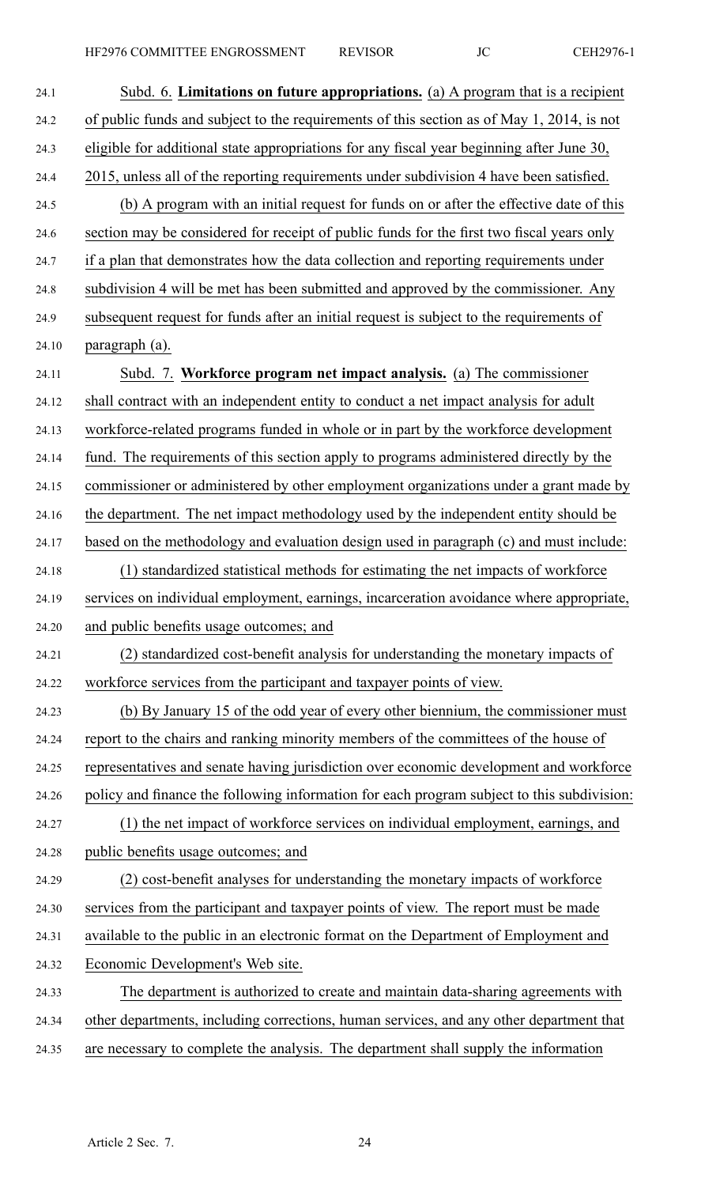Subd. 6. **Limitations on future appropriations.** (a) A program that is a recipient of public funds and subject to the requirements of this section as of May 1, 2014, is not eligible for additional state appropriations for any fiscal year beginning after June 30, 2015, unless all of the reporting requirements under subdivision 4 have been satisfied.

(b) A program with an initial request for funds on or after the effective date of this section may be considered for receipt of public funds for the first two fiscal years only if a plan that demonstrates how the data collection and reporting requirements under subdivision 4 will be met has been submitted and approved by the commissioner. Any subsequent request for funds after an initial request is subject to the requirements of paragraph (a).

Subd. 7. **Workforce program net impact analysis.** (a) The commissioner shall contract with an independent entity to conduct a net impact analysis for adult workforce-related programs funded in whole or in part by the workforce development fund. The requirements of this section apply to programs administered directly by the commissioner or administered by other employment organizations under a grant made by the department. The net impact methodology used by the independent entity should be based on the methodology and evaluation design used in paragraph (c) and must include:

(1) standardized statistical methods for estimating the net impacts of workforce services on individual employment, earnings, incarceration avoidance where appropriate, and public benefits usage outcomes; and

(2) standardized cost-benefit analysis for understanding the monetary impacts of workforce services from the participant and taxpayer points of view.

(b) By January 15 of the odd year of every other biennium, the commissioner must report to the chairs and ranking minority members of the committees of the house of representatives and senate having jurisdiction over economic development and workforce policy and finance the following information for each program subject to this subdivision:

(1) the net impact of workforce services on individual employment, earnings, and public benefits usage outcomes; and

(2) cost-benefit analyses for understanding the monetary impacts of workforce services from the participant and taxpayer points of view. The report must be made available to the public in an electronic format on the Department of Employment and Economic Development's Web site.

The department is authorized to create and maintain data-sharing agreements with other departments, including corrections, human services, and any other department that are necessary to complete the analysis. The department shall supply the information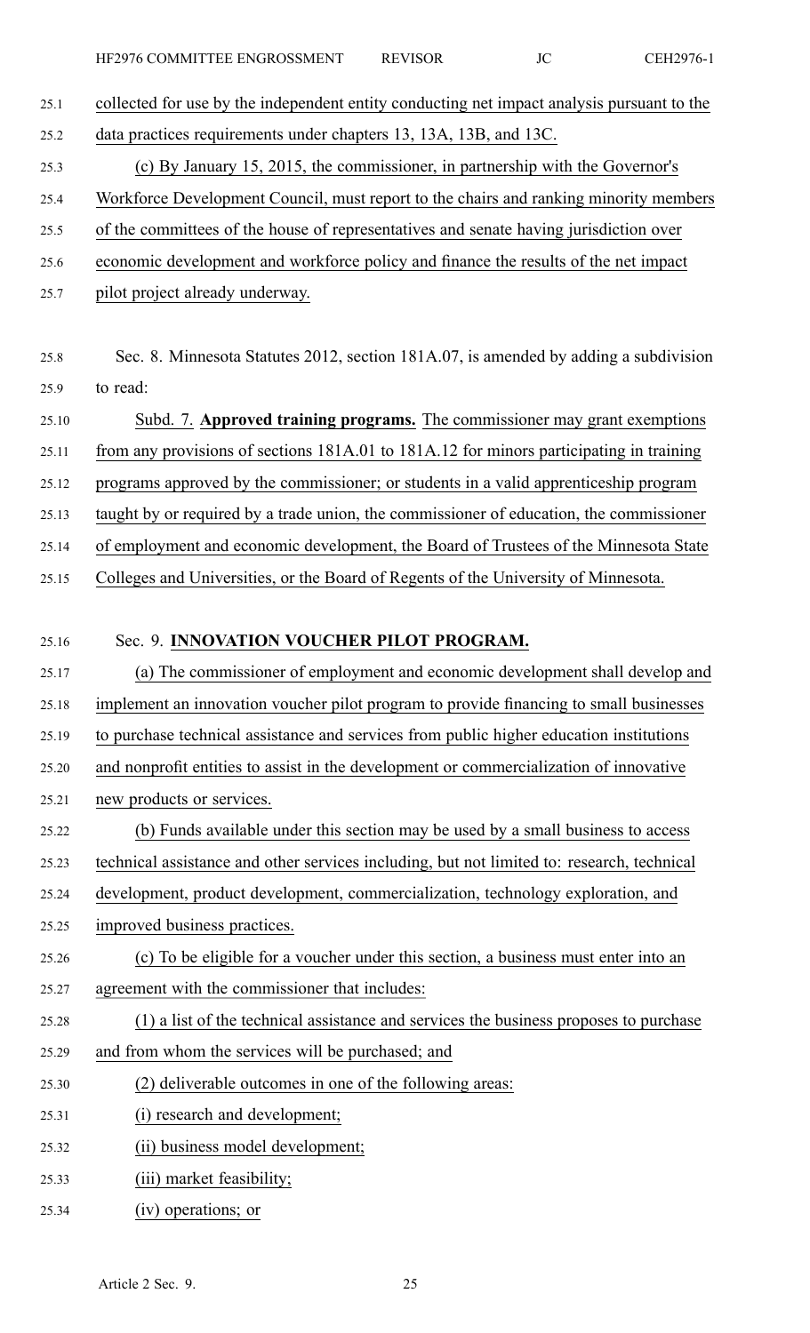collected for use by the independent entity conducting net impact analysis pursuant to the data practices requirements under chapters 13, 13A, 13B, and 13C.

(c) By January 15, 2015, the commissioner, in partnership with the Governor's Workforce Development Council, must report to the chairs and ranking minority members of the committees of the house of representatives and senate having jurisdiction over economic development and workforce policy and finance the results of the net impact pilot project already underway.

Sec. 8. Minnesota Statutes 2012, section 181A.07, is amended by adding a subdivision to read:

Subd. 7. **Approved training programs.** The commissioner may grant exemptions from any provisions of sections 181A.01 to 181A.12 for minors participating in training programs approved by the commissioner; or students in a valid apprenticeship program taught by or required by a trade union, the commissioner of education, the commissioner of employment and economic development, the Board of Trustees of the Minnesota State Colleges and Universities, or the Board of Regents of the University of Minnesota.

Sec. 9. **INNOVATION VOUCHER PILOT PROGRAM.**

(a) The commissioner of employment and economic development shall develop and implement an innovation voucher pilot program to provide financing to small businesses to purchase technical assistance and services from public higher education institutions and nonprofit entities to assist in the development or commercialization of innovative new products or services.

(b) Funds available under this section may be used by a small business to access technical assistance and other services including, but not limited to: research, technical development, product development, commercialization, technology exploration, and improved business practices.

(c) To be eligible for a voucher under this section, a business must enter into an agreement with the commissioner that includes:

(1) a list of the technical assistance and services the business proposes to purchase and from whom the services will be purchased; and

(2) deliverable outcomes in one of the following areas:

(i) research and development;

(ii) business model development;

(iii) market feasibility;

(iv) operations; or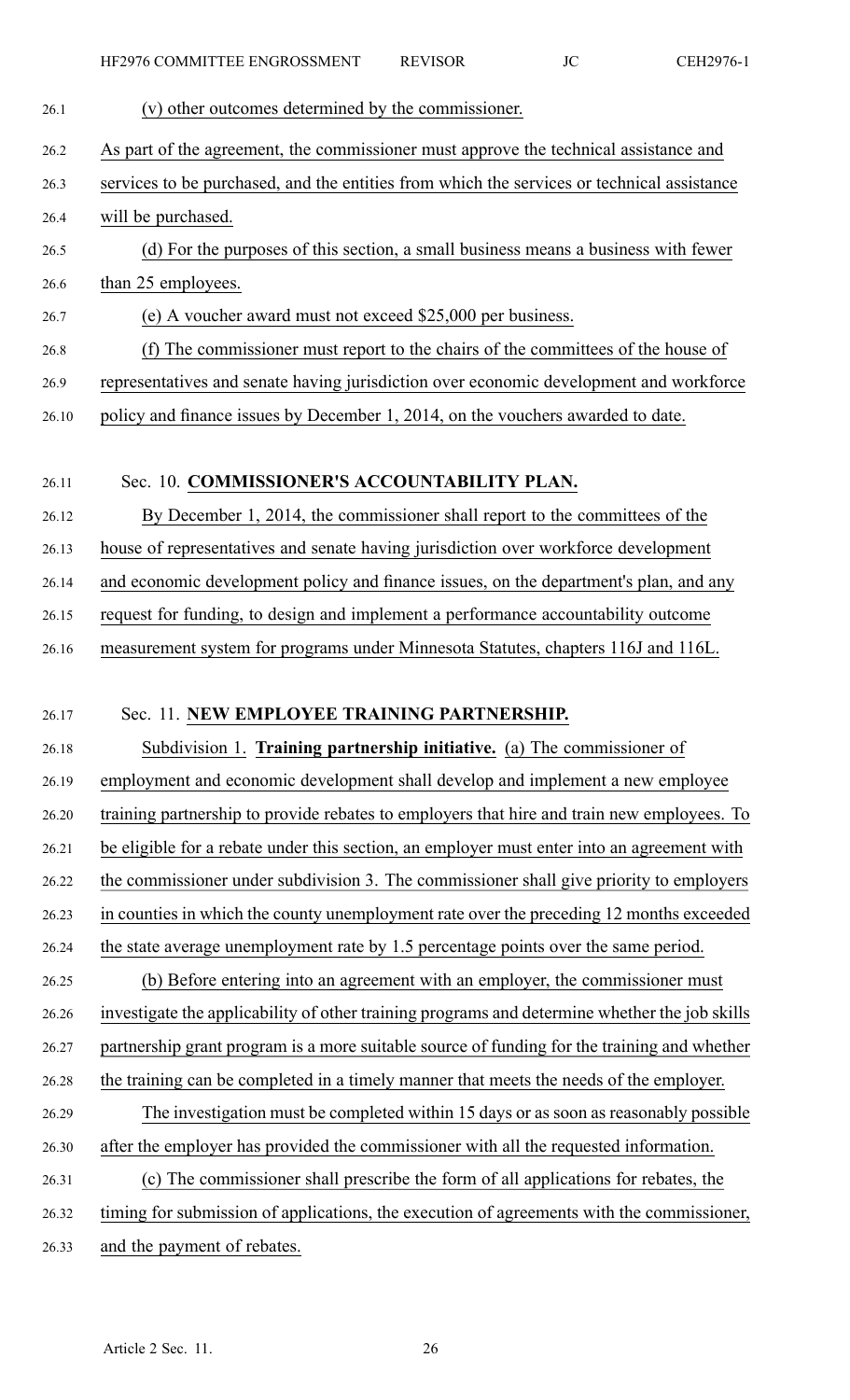(v) other outcomes determined by the commissioner.

As part of the agreement, the commissioner must approve the technical assistance and services to be purchased, and the entities from which the services or technical assistance will be purchased.

(d) For the purposes of this section, a small business means a business with fewer than 25 employees.

(e) A voucher award must not exceed $25,000 per business.

(f) The commissioner must report to the chairs of the committees of the house of representatives and senate having jurisdiction over economic development and workforce policy and finance issues by December 1, 2014, on the vouchers awarded to date.

Sec. 10. **COMMISSIONER'S ACCOUNTABILITY PLAN.**

By December 1, 2014, the commissioner shall report to the committees of the house of representatives and senate having jurisdiction over workforce development and economic development policy and finance issues, on the department's plan, and any request for funding, to design and implement a performance accountability outcome measurement system for programs under Minnesota Statutes, chapters 116J and 116L.

Sec. 11. **NEW EMPLOYEE TRAINING PARTNERSHIP.**

Subdivision 1. **Training partnership initiative.** (a) The commissioner of employment and economic development shall develop and implement a new employee training partnership to provide rebates to employers that hire and train new employees. To be eligible for a rebate under this section, an employer must enter into an agreement with the commissioner under subdivision 3. The commissioner shall give priority to employers in counties in which the county unemployment rate over the preceding 12 months exceeded the state average unemployment rate by 1.5 percentage points over the same period.

(b) Before entering into an agreement with an employer, the commissioner must investigate the applicability of other training programs and determine whether the job skills partnership grant program is a more suitable source of funding for the training and whether the training can be completed in a timely manner that meets the needs of the employer.

The investigation must be completed within 15 days or as soon as reasonably possible after the employer has provided the commissioner with all the requested information.

(c) The commissioner shall prescribe the form of all applications for rebates, the timing for submission of applications, the execution of agreements with the commissioner, and the payment of rebates.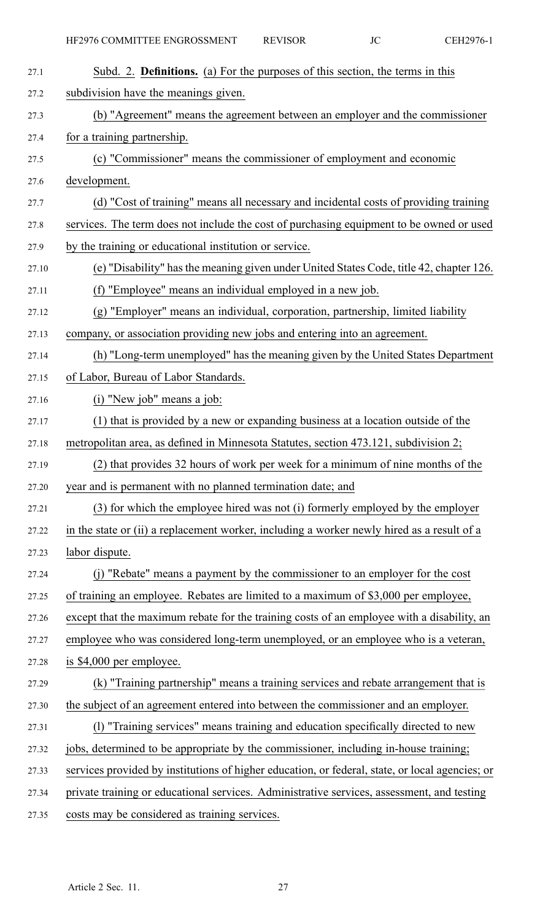Subd. 2. **Definitions.** (a) For the purposes of this section, the terms in this subdivision have the meanings given.

(b) "Agreement" means the agreement between an employer and the commissioner for a training partnership.

(c) "Commissioner" means the commissioner of employment and economic development.

(d) "Cost of training" means all necessary and incidental costs of providing training services. The term does not include the cost of purchasing equipment to be owned or used by the training or educational institution or service.

(e) "Disability" has the meaning given under United States Code, title 42, chapter 126.

(f) "Employee" means an individual employed in a new job.

(g) "Employer" means an individual, corporation, partnership, limited liability company, or association providing new jobs and entering into an agreement.

(h) "Long-term unemployed" has the meaning given by the United States Department of Labor, Bureau of Labor Standards.

(i) "New job" means a job:

(1) that is provided by a new or expanding business at a location outside of the metropolitan area, as defined in Minnesota Statutes, section 473.121, subdivision 2;

(2) that provides 32 hours of work per week for a minimum of nine months of the year and is permanent with no planned termination date; and

(3) for which the employee hired was not (i) formerly employed by the employer in the state or (ii) a replacement worker, including a worker newly hired as a result of a labor dispute.

(j) "Rebate" means a payment by the commissioner to an employer for the cost of training an employee. Rebates are limited to a maximum of $3,000 per employee, except that the maximum rebate for the training costs of an employee with a disability, an employee who was considered long-term unemployed, or an employee who is a veteran, is $4,000 per employee.

(k) "Training partnership" means a training services and rebate arrangement that is the subject of an agreement entered into between the commissioner and an employer.

(l) "Training services" means training and education specifically directed to new jobs, determined to be appropriate by the commissioner, including in-house training; services provided by institutions of higher education, or federal, state, or local agencies; or private training or educational services. Administrative services, assessment, and testing costs may be considered as training services.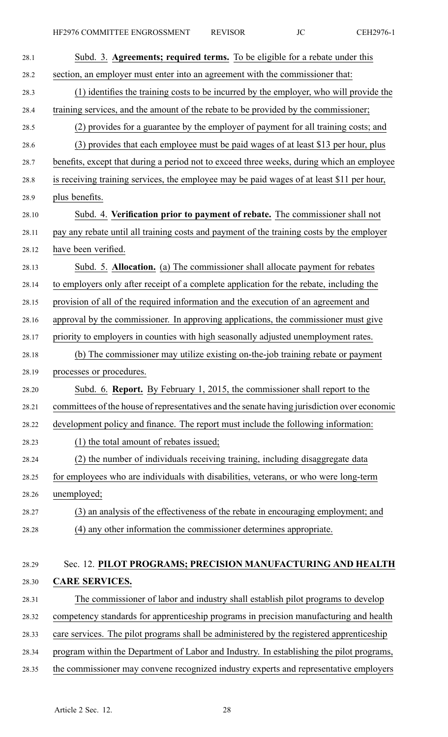Subd. 3. **Agreements; required terms.** To be eligible for a rebate under this section, an employer must enter into an agreement with the commissioner that:

(1) identifies the training costs to be incurred by the employer, who will provide the training services, and the amount of the rebate to be provided by the commissioner;

(2) provides for a guarantee by the employer of payment for all training costs; and

(3) provides that each employee must be paid wages of at least $13 per hour, plus benefits, except that during a period not to exceed three weeks, during which an employee is receiving training services, the employee may be paid wages of at least $11 per hour, plus benefits.

Subd. 4. **Verification prior to payment of rebate.** The commissioner shall not pay any rebate until all training costs and payment of the training costs by the employer have been verified.

Subd. 5. **Allocation.** (a) The commissioner shall allocate payment for rebates to employers only after receipt of a complete application for the rebate, including the provision of all of the required information and the execution of an agreement and approval by the commissioner. In approving applications, the commissioner must give priority to employers in counties with high seasonally adjusted unemployment rates.

(b) The commissioner may utilize existing on-the-job training rebate or payment processes or procedures.

Subd. 6. **Report.** By February 1, 2015, the commissioner shall report to the committees of the house of representatives and the senate having jurisdiction over economic development policy and finance. The report must include the following information:

(1) the total amount of rebates issued;

(2) the number of individuals receiving training, including disaggregate data for employees who are individuals with disabilities, veterans, or who were long-term unemployed;

(3) an analysis of the effectiveness of the rebate in encouraging employment; and

(4) any other information the commissioner determines appropriate.

Sec. 12. **PILOT PROGRAMS; PRECISION MANUFACTURING AND HEALTH CARE SERVICES.**

The commissioner of labor and industry shall establish pilot programs to develop competency standards for apprenticeship programs in precision manufacturing and health care services. The pilot programs shall be administered by the registered apprenticeship program within the Department of Labor and Industry. In establishing the pilot programs, the commissioner may convene recognized industry experts and representative employers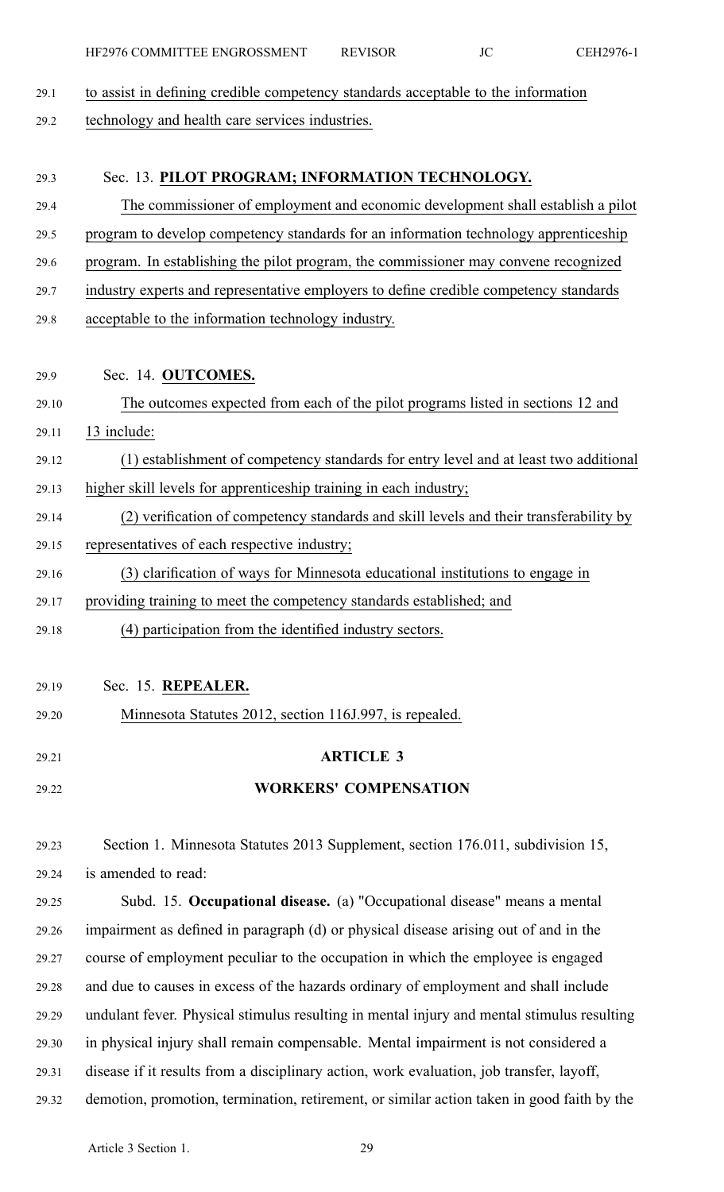to assist in defining credible competency standards acceptable to the information technology and health care services industries.

Sec. 13. **PILOT PROGRAM; INFORMATION TECHNOLOGY.**

The commissioner of employment and economic development shall establish a pilot program to develop competency standards for an information technology apprenticeship program. In establishing the pilot program, the commissioner may convene recognized industry experts and representative employers to define credible competency standards acceptable to the information technology industry.

Sec. 14. **OUTCOMES.**

The outcomes expected from each of the pilot programs listed in sections 12 and 13 include:

(1) establishment of competency standards for entry level and at least two additional higher skill levels for apprenticeship training in each industry;

(2) verification of competency standards and skill levels and their transferability by representatives of each respective industry;

(3) clarification of ways for Minnesota educational institutions to engage in providing training to meet the competency standards established; and

(4) participation from the identified industry sectors.

Sec. 15. **REPEALER.**

Minnesota Statutes 2012, section 116J.997, is repealed.

## ARTICLE 3

## WORKERS' COMPENSATION

Section 1. Minnesota Statutes 2013 Supplement, section 176.011, subdivision 15, is amended to read:

Subd. 15. **Occupational disease.** (a) "Occupational disease" means a mental impairment as defined in paragraph (d) or physical disease arising out of and in the course of employment peculiar to the occupation in which the employee is engaged and due to causes in excess of the hazards ordinary of employment and shall include undulant fever. Physical stimulus resulting in mental injury and mental stimulus resulting in physical injury shall remain compensable. Mental impairment is not considered a disease if it results from a disciplinary action, work evaluation, job transfer, layoff, demotion, promotion, termination, retirement, or similar action taken in good faith by the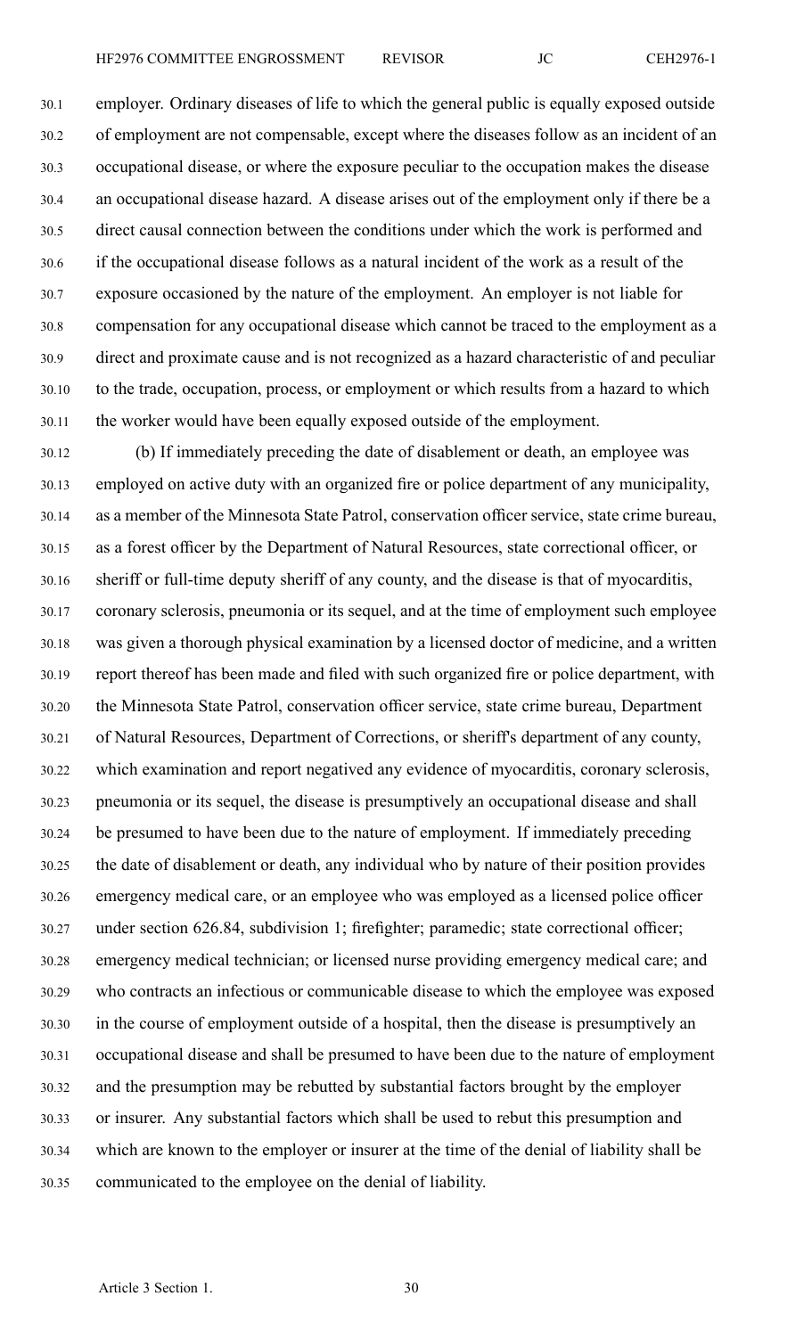employer. Ordinary diseases of life to which the general public is equally exposed outside of employment are not compensable, except where the diseases follow as an incident of an occupational disease, or where the exposure peculiar to the occupation makes the disease an occupational disease hazard. A disease arises out of the employment only if there be a direct causal connection between the conditions under which the work is performed and if the occupational disease follows as a natural incident of the work as a result of the exposure occasioned by the nature of the employment. An employer is not liable for compensation for any occupational disease which cannot be traced to the employment as a direct and proximate cause and is not recognized as a hazard characteristic of and peculiar to the trade, occupation, process, or employment or which results from a hazard to which the worker would have been equally exposed outside of the employment.

(b) If immediately preceding the date of disablement or death, an employee was employed on active duty with an organized fire or police department of any municipality, as a member of the Minnesota State Patrol, conservation officer service, state crime bureau, as a forest officer by the Department of Natural Resources, state correctional officer, or sheriff or full-time deputy sheriff of any county, and the disease is that of myocarditis, coronary sclerosis, pneumonia or its sequel, and at the time of employment such employee was given a thorough physical examination by a licensed doctor of medicine, and a written report thereof has been made and filed with such organized fire or police department, with the Minnesota State Patrol, conservation officer service, state crime bureau, Department of Natural Resources, Department of Corrections, or sheriff's department of any county, which examination and report negatived any evidence of myocarditis, coronary sclerosis, pneumonia or its sequel, the disease is presumptively an occupational disease and shall be presumed to have been due to the nature of employment. If immediately preceding the date of disablement or death, any individual who by nature of their position provides emergency medical care, or an employee who was employed as a licensed police officer under section 626.84, subdivision 1; firefighter; paramedic; state correctional officer; emergency medical technician; or licensed nurse providing emergency medical care; and who contracts an infectious or communicable disease to which the employee was exposed in the course of employment outside of a hospital, then the disease is presumptively an occupational disease and shall be presumed to have been due to the nature of employment and the presumption may be rebutted by substantial factors brought by the employer or insurer. Any substantial factors which shall be used to rebut this presumption and which are known to the employer or insurer at the time of the denial of liability shall be communicated to the employee on the denial of liability.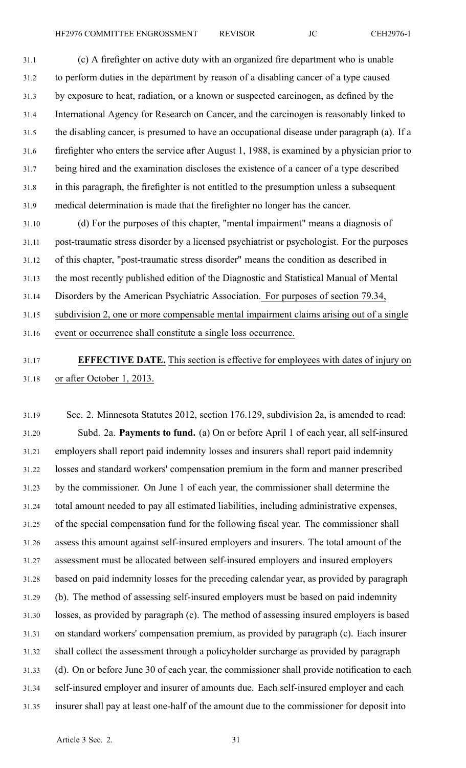(c) A firefighter on active duty with an organized fire department who is unable to perform duties in the department by reason of a disabling cancer of a type caused by exposure to heat, radiation, or a known or suspected carcinogen, as defined by the International Agency for Research on Cancer, and the carcinogen is reasonably linked to the disabling cancer, is presumed to have an occupational disease under paragraph (a). If a firefighter who enters the service after August 1, 1988, is examined by a physician prior to being hired and the examination discloses the existence of a cancer of a type described in this paragraph, the firefighter is not entitled to the presumption unless a subsequent medical determination is made that the firefighter no longer has the cancer.

(d) For the purposes of this chapter, "mental impairment" means a diagnosis of post-traumatic stress disorder by a licensed psychiatrist or psychologist. For the purposes of this chapter, "post-traumatic stress disorder" means the condition as described in the most recently published edition of the Diagnostic and Statistical Manual of Mental Disorders by the American Psychiatric Association. For purposes of section 79.34, subdivision 2, one or more compensable mental impairment claims arising out of a single event or occurrence shall constitute a single loss occurrence.

**EFFECTIVE DATE.** This section is effective for employees with dates of injury on or after October 1, 2013.

Sec. 2. Minnesota Statutes 2012, section 176.129, subdivision 2a, is amended to read:

Subd. 2a. **Payments to fund.** (a) On or before April 1 of each year, all self-insured employers shall report paid indemnity losses and insurers shall report paid indemnity losses and standard workers' compensation premium in the form and manner prescribed by the commissioner. On June 1 of each year, the commissioner shall determine the total amount needed to pay all estimated liabilities, including administrative expenses, of the special compensation fund for the following fiscal year. The commissioner shall assess this amount against self-insured employers and insurers. The total amount of the assessment must be allocated between self-insured employers and insured employers based on paid indemnity losses for the preceding calendar year, as provided by paragraph (b). The method of assessing self-insured employers must be based on paid indemnity losses, as provided by paragraph (c). The method of assessing insured employers is based on standard workers' compensation premium, as provided by paragraph (c). Each insurer shall collect the assessment through a policyholder surcharge as provided by paragraph (d). On or before June 30 of each year, the commissioner shall provide notification to each self-insured employer and insurer of amounts due. Each self-insured employer and each insurer shall pay at least one-half of the amount due to the commissioner for deposit into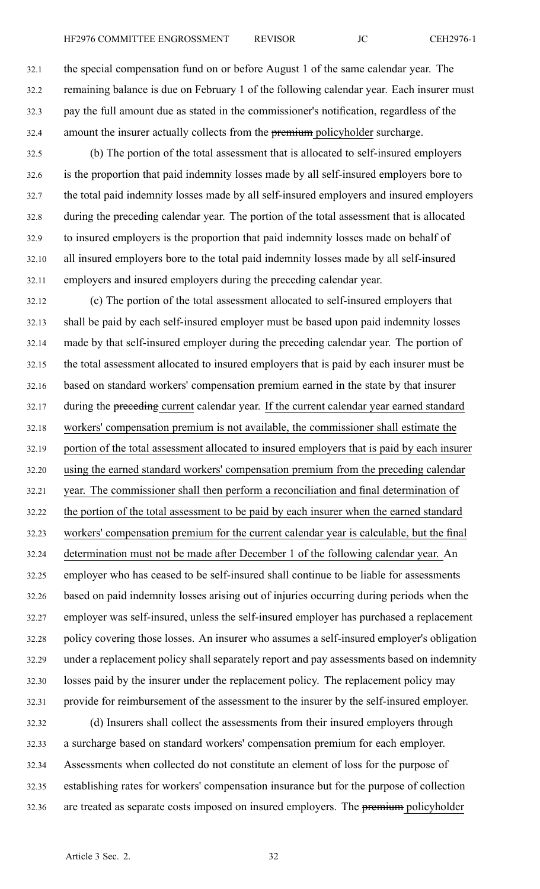the special compensation fund on or before August 1 of the same calendar year. The remaining balance is due on February 1 of the following calendar year. Each insurer must pay the full amount due as stated in the commissioner's notification, regardless of the amount the insurer actually collects from the ~~premium~~ policyholder surcharge.

(b) The portion of the total assessment that is allocated to self-insured employers is the proportion that paid indemnity losses made by all self-insured employers bore to the total paid indemnity losses made by all self-insured employers and insured employers during the preceding calendar year. The portion of the total assessment that is allocated to insured employers is the proportion that paid indemnity losses made on behalf of all insured employers bore to the total paid indemnity losses made by all self-insured employers and insured employers during the preceding calendar year.

(c) The portion of the total assessment allocated to self-insured employers that shall be paid by each self-insured employer must be based upon paid indemnity losses made by that self-insured employer during the preceding calendar year. The portion of the total assessment allocated to insured employers that is paid by each insurer must be based on standard workers' compensation premium earned in the state by that insurer during the ~~preceding~~ current calendar year. If the current calendar year earned standard workers' compensation premium is not available, the commissioner shall estimate the portion of the total assessment allocated to insured employers that is paid by each insurer using the earned standard workers' compensation premium from the preceding calendar year. The commissioner shall then perform a reconciliation and final determination of the portion of the total assessment to be paid by each insurer when the earned standard workers' compensation premium for the current calendar year is calculable, but the final determination must not be made after December 1 of the following calendar year. An employer who has ceased to be self-insured shall continue to be liable for assessments based on paid indemnity losses arising out of injuries occurring during periods when the employer was self-insured, unless the self-insured employer has purchased a replacement policy covering those losses. An insurer who assumes a self-insured employer's obligation under a replacement policy shall separately report and pay assessments based on indemnity losses paid by the insurer under the replacement policy. The replacement policy may provide for reimbursement of the assessment to the insurer by the self-insured employer.

(d) Insurers shall collect the assessments from their insured employers through a surcharge based on standard workers' compensation premium for each employer. Assessments when collected do not constitute an element of loss for the purpose of establishing rates for workers' compensation insurance but for the purpose of collection are treated as separate costs imposed on insured employers. The ~~premium~~ policyholder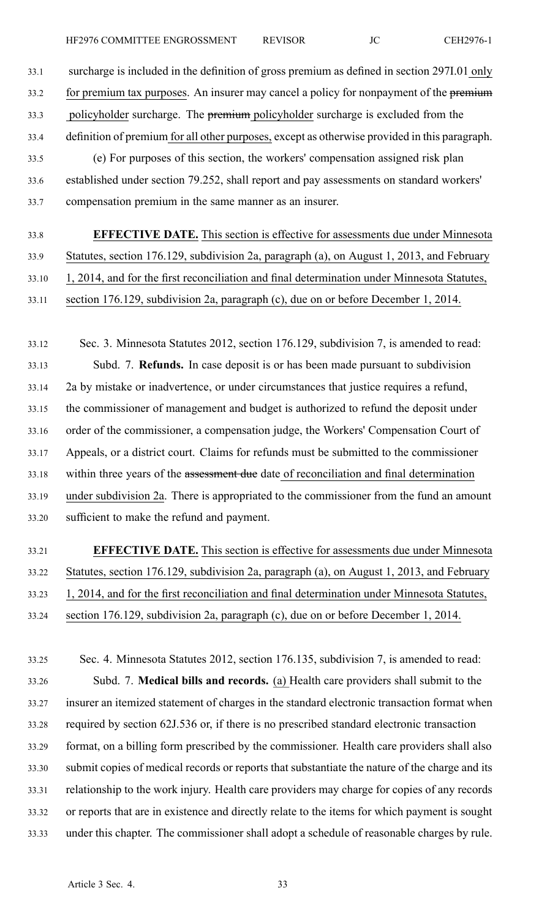surcharge is included in the definition of gross premium as defined in section 297I.01 only for premium tax purposes. An insurer may cancel a policy for nonpayment of the ~~premium~~ policyholder surcharge. The ~~premium~~ policyholder surcharge is excluded from the definition of premium for all other purposes, except as otherwise provided in this paragraph.

(e) For purposes of this section, the workers' compensation assigned risk plan established under section 79.252, shall report and pay assessments on standard workers' compensation premium in the same manner as an insurer.

**EFFECTIVE DATE.** This section is effective for assessments due under Minnesota Statutes, section 176.129, subdivision 2a, paragraph (a), on August 1, 2013, and February 1, 2014, and for the first reconciliation and final determination under Minnesota Statutes, section 176.129, subdivision 2a, paragraph (c), due on or before December 1, 2014.

Sec. 3. Minnesota Statutes 2012, section 176.129, subdivision 7, is amended to read:

Subd. 7. **Refunds.** In case deposit is or has been made pursuant to subdivision 2a by mistake or inadvertence, or under circumstances that justice requires a refund, the commissioner of management and budget is authorized to refund the deposit under order of the commissioner, a compensation judge, the Workers' Compensation Court of Appeals, or a district court. Claims for refunds must be submitted to the commissioner within three years of the ~~assessment due~~ date of reconciliation and final determination under subdivision 2a. There is appropriated to the commissioner from the fund an amount sufficient to make the refund and payment.

**EFFECTIVE DATE.** This section is effective for assessments due under Minnesota Statutes, section 176.129, subdivision 2a, paragraph (a), on August 1, 2013, and February 1, 2014, and for the first reconciliation and final determination under Minnesota Statutes, section 176.129, subdivision 2a, paragraph (c), due on or before December 1, 2014.

Sec. 4. Minnesota Statutes 2012, section 176.135, subdivision 7, is amended to read:

Subd. 7. **Medical bills and records.** (a) Health care providers shall submit to the insurer an itemized statement of charges in the standard electronic transaction format when required by section 62J.536 or, if there is no prescribed standard electronic transaction format, on a billing form prescribed by the commissioner. Health care providers shall also submit copies of medical records or reports that substantiate the nature of the charge and its relationship to the work injury. Health care providers may charge for copies of any records or reports that are in existence and directly relate to the items for which payment is sought under this chapter. The commissioner shall adopt a schedule of reasonable charges by rule.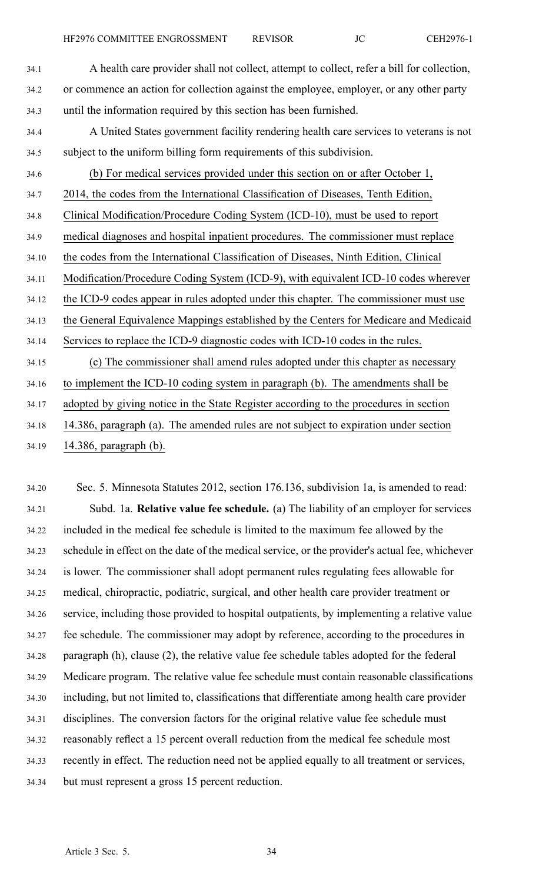A health care provider shall not collect, attempt to collect, refer a bill for collection, or commence an action for collection against the employee, employer, or any other party until the information required by this section has been furnished.

A United States government facility rendering health care services to veterans is not subject to the uniform billing form requirements of this subdivision.

(b) For medical services provided under this section on or after October 1, 2014, the codes from the International Classification of Diseases, Tenth Edition, Clinical Modification/Procedure Coding System (ICD-10), must be used to report medical diagnoses and hospital inpatient procedures. The commissioner must replace the codes from the International Classification of Diseases, Ninth Edition, Clinical Modification/Procedure Coding System (ICD-9), with equivalent ICD-10 codes wherever the ICD-9 codes appear in rules adopted under this chapter. The commissioner must use the General Equivalence Mappings established by the Centers for Medicare and Medicaid Services to replace the ICD-9 diagnostic codes with ICD-10 codes in the rules.

(c) The commissioner shall amend rules adopted under this chapter as necessary to implement the ICD-10 coding system in paragraph (b). The amendments shall be adopted by giving notice in the State Register according to the procedures in section 14.386, paragraph (a). The amended rules are not subject to expiration under section 14.386, paragraph (b).

Sec. 5. Minnesota Statutes 2012, section 176.136, subdivision 1a, is amended to read:

Subd. 1a. **Relative value fee schedule.** (a) The liability of an employer for services included in the medical fee schedule is limited to the maximum fee allowed by the schedule in effect on the date of the medical service, or the provider's actual fee, whichever is lower. The commissioner shall adopt permanent rules regulating fees allowable for medical, chiropractic, podiatric, surgical, and other health care provider treatment or service, including those provided to hospital outpatients, by implementing a relative value fee schedule. The commissioner may adopt by reference, according to the procedures in paragraph (h), clause (2), the relative value fee schedule tables adopted for the federal Medicare program. The relative value fee schedule must contain reasonable classifications including, but not limited to, classifications that differentiate among health care provider disciplines. The conversion factors for the original relative value fee schedule must reasonably reflect a 15 percent overall reduction from the medical fee schedule most recently in effect. The reduction need not be applied equally to all treatment or services, but must represent a gross 15 percent reduction.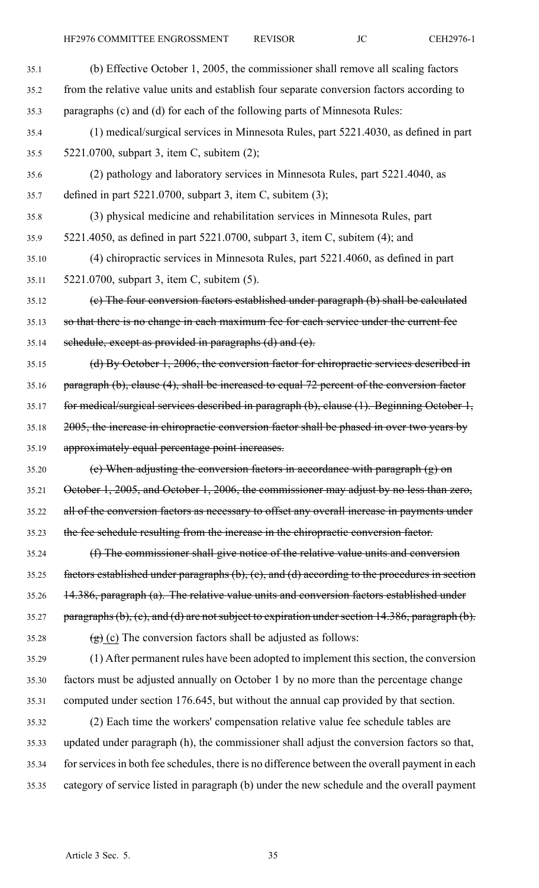(b) Effective October 1, 2005, the commissioner shall remove all scaling factors from the relative value units and establish four separate conversion factors according to paragraphs (c) and (d) for each of the following parts of Minnesota Rules:

(1) medical/surgical services in Minnesota Rules, part 5221.4030, as defined in part 5221.0700, subpart 3, item C, subitem (2);

(2) pathology and laboratory services in Minnesota Rules, part 5221.4040, as defined in part 5221.0700, subpart 3, item C, subitem (3);

(3) physical medicine and rehabilitation services in Minnesota Rules, part 5221.4050, as defined in part 5221.0700, subpart 3, item C, subitem (4); and

(4) chiropractic services in Minnesota Rules, part 5221.4060, as defined in part 5221.0700, subpart 3, item C, subitem (5).

~~(c) The four conversion factors established under paragraph (b) shall be calculated so that there is no change in each maximum fee for each service under the current fee schedule, except as provided in paragraphs (d) and (e).~~

~~(d) By October 1, 2006, the conversion factor for chiropractic services described in paragraph (b), clause (4), shall be increased to equal 72 percent of the conversion factor for medical/surgical services described in paragraph (b), clause (1). Beginning October 1, 2005, the increase in chiropractic conversion factor shall be phased in over two years by approximately equal percentage point increases.~~

~~(e) When adjusting the conversion factors in accordance with paragraph (g) on October 1, 2005, and October 1, 2006, the commissioner may adjust by no less than zero, all of the conversion factors as necessary to offset any overall increase in payments under the fee schedule resulting from the increase in the chiropractic conversion factor.~~

~~(f) The commissioner shall give notice of the relative value units and conversion factors established under paragraphs (b), (c), and (d) according to the procedures in section 14.386, paragraph (a). The relative value units and conversion factors established under paragraphs (b), (c), and (d) are not subject to expiration under section 14.386, paragraph (b).~~

~~(g)~~ <u>(c)</u> The conversion factors shall be adjusted as follows:

(1) After permanent rules have been adopted to implement this section, the conversion factors must be adjusted annually on October 1 by no more than the percentage change computed under section 176.645, but without the annual cap provided by that section.

(2) Each time the workers' compensation relative value fee schedule tables are updated under paragraph (h), the commissioner shall adjust the conversion factors so that, for services in both fee schedules, there is no difference between the overall payment in each category of service listed in paragraph (b) under the new schedule and the overall payment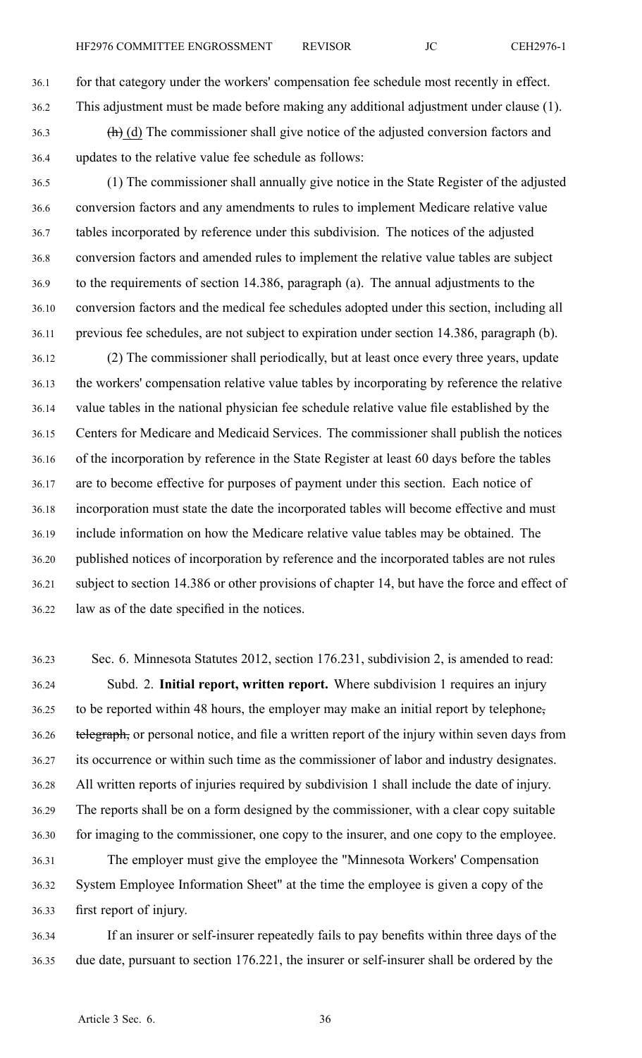for that category under the workers' compensation fee schedule most recently in effect. This adjustment must be made before making any additional adjustment under clause (1).

~~(h)~~ (d) The commissioner shall give notice of the adjusted conversion factors and updates to the relative value fee schedule as follows:

(1) The commissioner shall annually give notice in the State Register of the adjusted conversion factors and any amendments to rules to implement Medicare relative value tables incorporated by reference under this subdivision. The notices of the adjusted conversion factors and amended rules to implement the relative value tables are subject to the requirements of section 14.386, paragraph (a). The annual adjustments to the conversion factors and the medical fee schedules adopted under this section, including all previous fee schedules, are not subject to expiration under section 14.386, paragraph (b).

(2) The commissioner shall periodically, but at least once every three years, update the workers' compensation relative value tables by incorporating by reference the relative value tables in the national physician fee schedule relative value file established by the Centers for Medicare and Medicaid Services. The commissioner shall publish the notices of the incorporation by reference in the State Register at least 60 days before the tables are to become effective for purposes of payment under this section. Each notice of incorporation must state the date the incorporated tables will become effective and must include information on how the Medicare relative value tables may be obtained. The published notices of incorporation by reference and the incorporated tables are not rules subject to section 14.386 or other provisions of chapter 14, but have the force and effect of law as of the date specified in the notices.

Sec. 6. Minnesota Statutes 2012, section 176.231, subdivision 2, is amended to read:

Subd. 2. **Initial report, written report.** Where subdivision 1 requires an injury to be reported within 48 hours, the employer may make an initial report by telephone~~,~~ ~~telegraph,~~ or personal notice, and file a written report of the injury within seven days from its occurrence or within such time as the commissioner of labor and industry designates. All written reports of injuries required by subdivision 1 shall include the date of injury. The reports shall be on a form designed by the commissioner, with a clear copy suitable for imaging to the commissioner, one copy to the insurer, and one copy to the employee.

The employer must give the employee the "Minnesota Workers' Compensation System Employee Information Sheet" at the time the employee is given a copy of the first report of injury.

If an insurer or self-insurer repeatedly fails to pay benefits within three days of the due date, pursuant to section 176.221, the insurer or self-insurer shall be ordered by the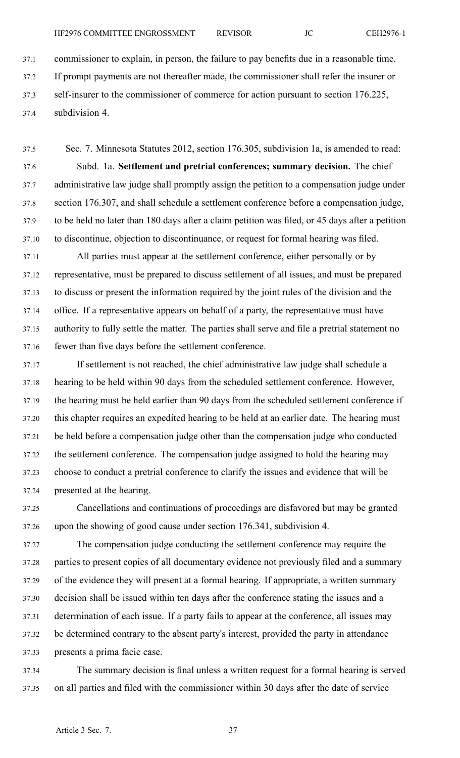commissioner to explain, in person, the failure to pay benefits due in a reasonable time. If prompt payments are not thereafter made, the commissioner shall refer the insurer or self-insurer to the commissioner of commerce for action pursuant to section 176.225, subdivision 4.

Sec. 7. Minnesota Statutes 2012, section 176.305, subdivision 1a, is amended to read:

Subd. 1a. **Settlement and pretrial conferences; summary decision.** The chief administrative law judge shall promptly assign the petition to a compensation judge under section 176.307, and shall schedule a settlement conference before a compensation judge, to be held no later than 180 days after a claim petition was filed, or 45 days after a petition to discontinue, objection to discontinuance, or request for formal hearing was filed.

All parties must appear at the settlement conference, either personally or by representative, must be prepared to discuss settlement of all issues, and must be prepared to discuss or present the information required by the joint rules of the division and the office. If a representative appears on behalf of a party, the representative must have authority to fully settle the matter. The parties shall serve and file a pretrial statement no fewer than five days before the settlement conference.

If settlement is not reached, the chief administrative law judge shall schedule a hearing to be held within 90 days from the scheduled settlement conference. However, the hearing must be held earlier than 90 days from the scheduled settlement conference if this chapter requires an expedited hearing to be held at an earlier date. The hearing must be held before a compensation judge other than the compensation judge who conducted the settlement conference. The compensation judge assigned to hold the hearing may choose to conduct a pretrial conference to clarify the issues and evidence that will be presented at the hearing.

Cancellations and continuations of proceedings are disfavored but may be granted upon the showing of good cause under section 176.341, subdivision 4.

The compensation judge conducting the settlement conference may require the parties to present copies of all documentary evidence not previously filed and a summary of the evidence they will present at a formal hearing. If appropriate, a written summary decision shall be issued within ten days after the conference stating the issues and a determination of each issue. If a party fails to appear at the conference, all issues may be determined contrary to the absent party's interest, provided the party in attendance presents a prima facie case.

The summary decision is final unless a written request for a formal hearing is served on all parties and filed with the commissioner within 30 days after the date of service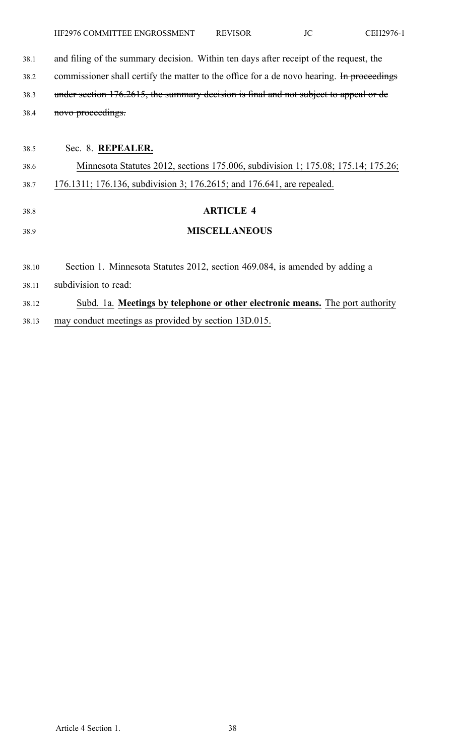and filing of the summary decision. Within ten days after receipt of the request, the commissioner shall certify the matter to the office for a de novo hearing. ~~In proceedings under section 176.2615, the summary decision is final and not subject to appeal or de novo proceedings.~~

Sec. 8. **REPEALER.**

Minnesota Statutes 2012, sections 175.006, subdivision 1; 175.08; 175.14; 175.26; 176.1311; 176.136, subdivision 3; 176.2615; and 176.641, are repealed.

## ARTICLE 4

## MISCELLANEOUS

Section 1. Minnesota Statutes 2012, section 469.084, is amended by adding a subdivision to read:

Subd. 1a. **Meetings by telephone or other electronic means.** The port authority may conduct meetings as provided by section 13D.015.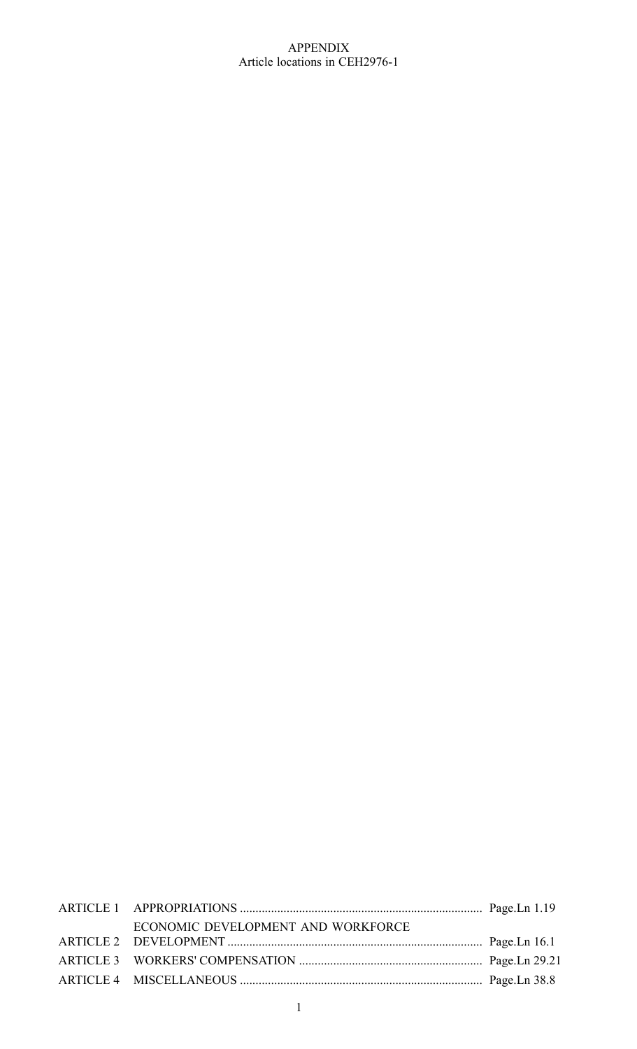APPENDIX
Article locations in CEH2976-1

| | | |
|---|---|---|
| ARTICLE 1 | APPROPRIATIONS | Page.Ln 1.19 |
| ARTICLE 2 | ECONOMIC DEVELOPMENT AND WORKFORCE DEVELOPMENT | Page.Ln 16.1 |
| ARTICLE 3 | WORKERS' COMPENSATION | Page.Ln 29.21 |
| ARTICLE 4 | MISCELLANEOUS | Page.Ln 38.8 |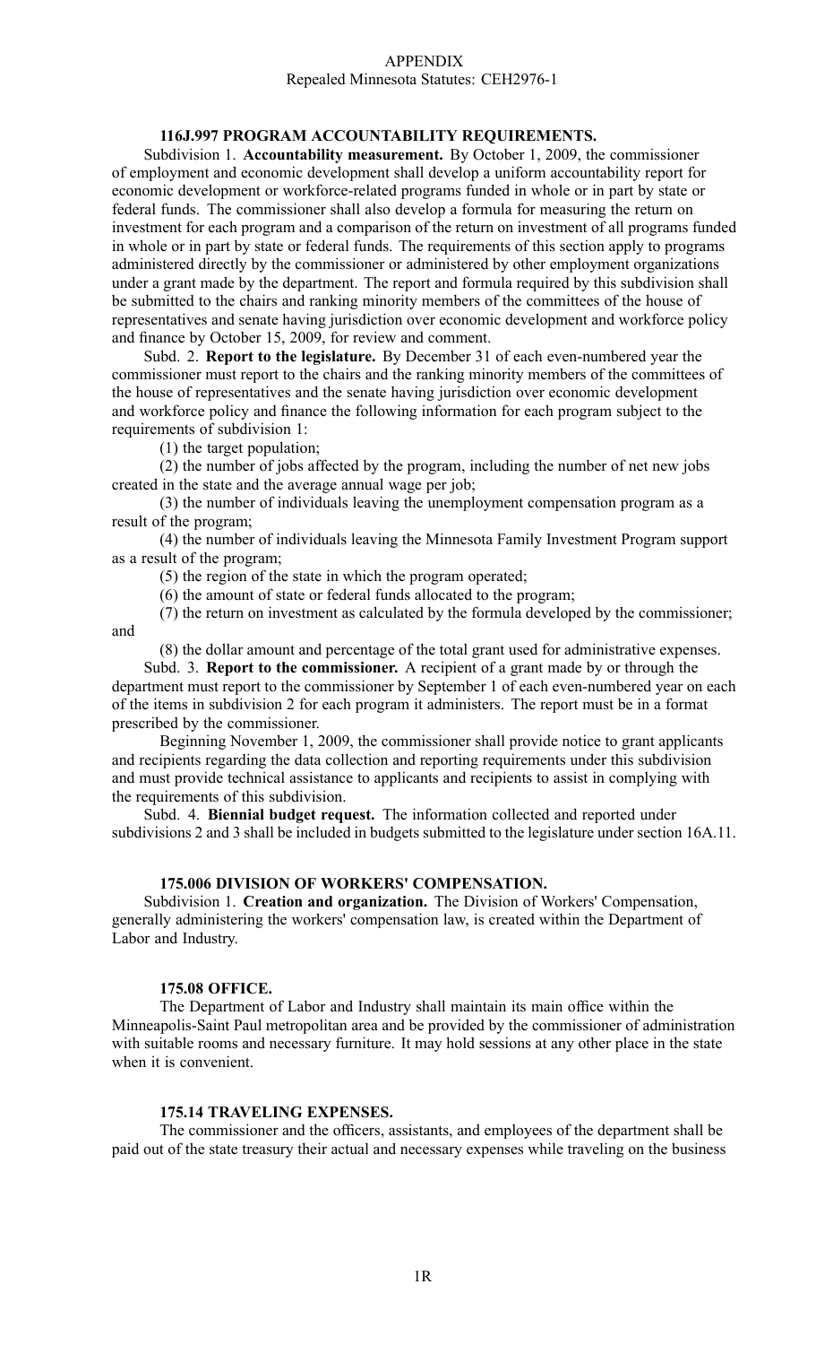APPENDIX
Repealed Minnesota Statutes: CEH2976-1

**116J.997 PROGRAM ACCOUNTABILITY REQUIREMENTS.**

Subdivision 1. **Accountability measurement.** By October 1, 2009, the commissioner of employment and economic development shall develop a uniform accountability report for economic development or workforce-related programs funded in whole or in part by state or federal funds. The commissioner shall also develop a formula for measuring the return on investment for each program and a comparison of the return on investment of all programs funded in whole or in part by state or federal funds. The requirements of this section apply to programs administered directly by the commissioner or administered by other employment organizations under a grant made by the department. The report and formula required by this subdivision shall be submitted to the chairs and ranking minority members of the committees of the house of representatives and senate having jurisdiction over economic development and workforce policy and finance by October 15, 2009, for review and comment.

Subd. 2. **Report to the legislature.** By December 31 of each even-numbered year the commissioner must report to the chairs and the ranking minority members of the committees of the house of representatives and the senate having jurisdiction over economic development and workforce policy and finance the following information for each program subject to the requirements of subdivision 1:

(1) the target population;

(2) the number of jobs affected by the program, including the number of net new jobs created in the state and the average annual wage per job;

(3) the number of individuals leaving the unemployment compensation program as a result of the program;

(4) the number of individuals leaving the Minnesota Family Investment Program support as a result of the program;

(5) the region of the state in which the program operated;

(6) the amount of state or federal funds allocated to the program;

(7) the return on investment as calculated by the formula developed by the commissioner; and

(8) the dollar amount and percentage of the total grant used for administrative expenses.

Subd. 3. **Report to the commissioner.** A recipient of a grant made by or through the department must report to the commissioner by September 1 of each even-numbered year on each of the items in subdivision 2 for each program it administers. The report must be in a format prescribed by the commissioner.

Beginning November 1, 2009, the commissioner shall provide notice to grant applicants and recipients regarding the data collection and reporting requirements under this subdivision and must provide technical assistance to applicants and recipients to assist in complying with the requirements of this subdivision.

Subd. 4. **Biennial budget request.** The information collected and reported under subdivisions 2 and 3 shall be included in budgets submitted to the legislature under section 16A.11.

**175.006 DIVISION OF WORKERS' COMPENSATION.**

Subdivision 1. **Creation and organization.** The Division of Workers' Compensation, generally administering the workers' compensation law, is created within the Department of Labor and Industry.

**175.08 OFFICE.**

The Department of Labor and Industry shall maintain its main office within the Minneapolis-Saint Paul metropolitan area and be provided by the commissioner of administration with suitable rooms and necessary furniture. It may hold sessions at any other place in the state when it is convenient.

**175.14 TRAVELING EXPENSES.**

The commissioner and the officers, assistants, and employees of the department shall be paid out of the state treasury their actual and necessary expenses while traveling on the business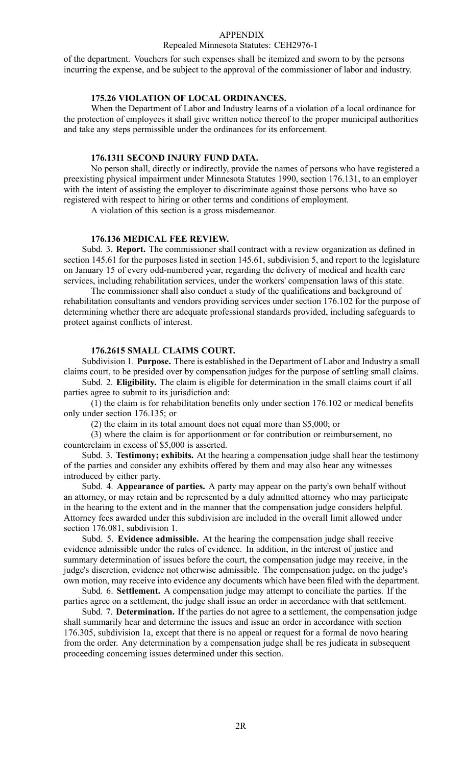of the department. Vouchers for such expenses shall be itemized and sworn to by the persons incurring the expense, and be subject to the approval of the commissioner of labor and industry.

### 175.26 VIOLATION OF LOCAL ORDINANCES.

When the Department of Labor and Industry learns of a violation of a local ordinance for the protection of employees it shall give written notice thereof to the proper municipal authorities and take any steps permissible under the ordinances for its enforcement.

### 176.1311 SECOND INJURY FUND DATA.

No person shall, directly or indirectly, provide the names of persons who have registered a preexisting physical impairment under Minnesota Statutes 1990, section 176.131, to an employer with the intent of assisting the employer to discriminate against those persons who have so registered with respect to hiring or other terms and conditions of employment.

A violation of this section is a gross misdemeanor.

### 176.136 MEDICAL FEE REVIEW.

Subd. 3. **Report.** The commissioner shall contract with a review organization as defined in section 145.61 for the purposes listed in section 145.61, subdivision 5, and report to the legislature on January 15 of every odd-numbered year, regarding the delivery of medical and health care services, including rehabilitation services, under the workers' compensation laws of this state.

The commissioner shall also conduct a study of the qualifications and background of rehabilitation consultants and vendors providing services under section 176.102 for the purpose of determining whether there are adequate professional standards provided, including safeguards to protect against conflicts of interest.

### 176.2615 SMALL CLAIMS COURT.

Subdivision 1. **Purpose.** There is established in the Department of Labor and Industry a small claims court, to be presided over by compensation judges for the purpose of settling small claims.

Subd. 2. **Eligibility.** The claim is eligible for determination in the small claims court if all parties agree to submit to its jurisdiction and:

(1) the claim is for rehabilitation benefits only under section 176.102 or medical benefits only under section 176.135; or

(2) the claim in its total amount does not equal more than $5,000; or

(3) where the claim is for apportionment or for contribution or reimbursement, no counterclaim in excess of $5,000 is asserted.

Subd. 3. **Testimony; exhibits.** At the hearing a compensation judge shall hear the testimony of the parties and consider any exhibits offered by them and may also hear any witnesses introduced by either party.

Subd. 4. **Appearance of parties.** A party may appear on the party's own behalf without an attorney, or may retain and be represented by a duly admitted attorney who may participate in the hearing to the extent and in the manner that the compensation judge considers helpful. Attorney fees awarded under this subdivision are included in the overall limit allowed under section 176.081, subdivision 1.

Subd. 5. **Evidence admissible.** At the hearing the compensation judge shall receive evidence admissible under the rules of evidence. In addition, in the interest of justice and summary determination of issues before the court, the compensation judge may receive, in the judge's discretion, evidence not otherwise admissible. The compensation judge, on the judge's own motion, may receive into evidence any documents which have been filed with the department.

Subd. 6. **Settlement.** A compensation judge may attempt to conciliate the parties. If the parties agree on a settlement, the judge shall issue an order in accordance with that settlement.

Subd. 7. **Determination.** If the parties do not agree to a settlement, the compensation judge shall summarily hear and determine the issues and issue an order in accordance with section 176.305, subdivision 1a, except that there is no appeal or request for a formal de novo hearing from the order. Any determination by a compensation judge shall be res judicata in subsequent proceeding concerning issues determined under this section.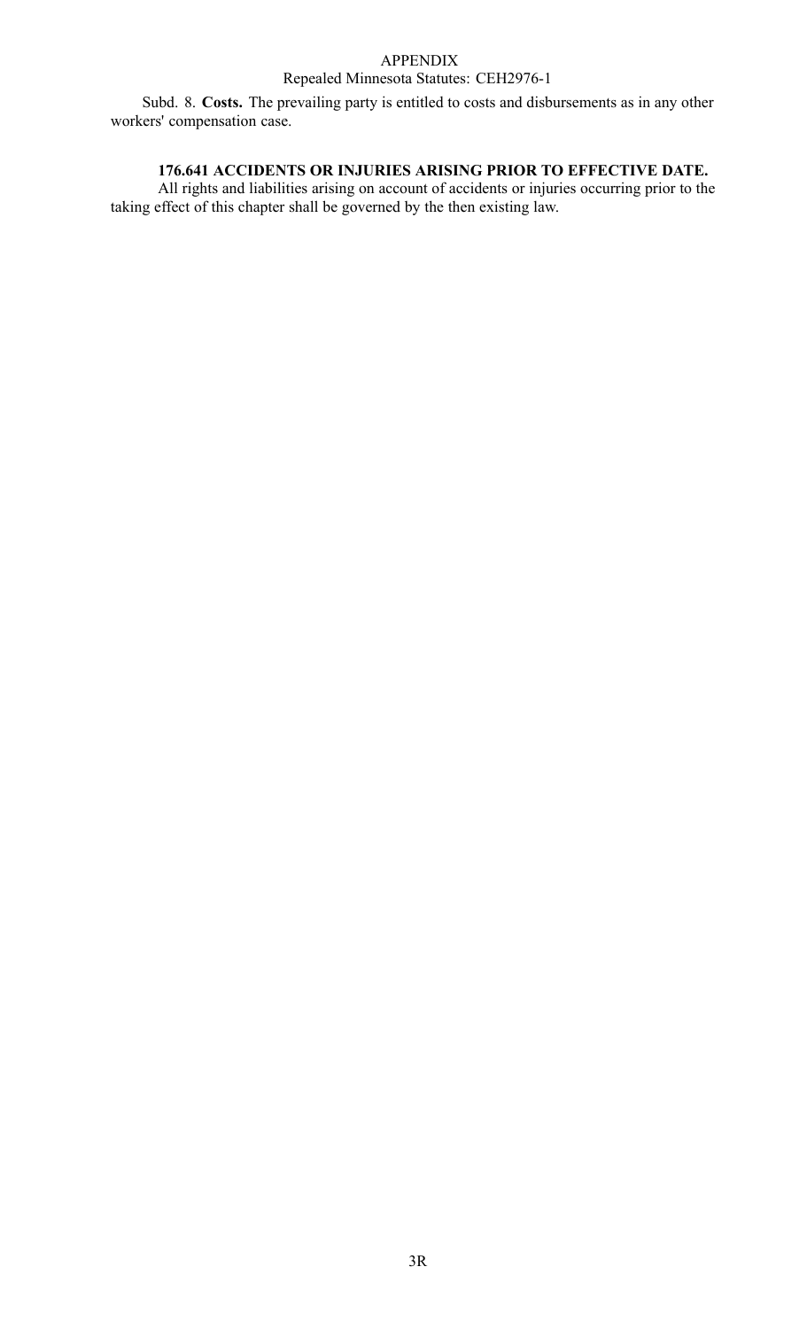Subd. 8. **Costs.** The prevailing party is entitled to costs and disbursements as in any other workers' compensation case.

**176.641 ACCIDENTS OR INJURIES ARISING PRIOR TO EFFECTIVE DATE.**

All rights and liabilities arising on account of accidents or injuries occurring prior to the taking effect of this chapter shall be governed by the then existing law.